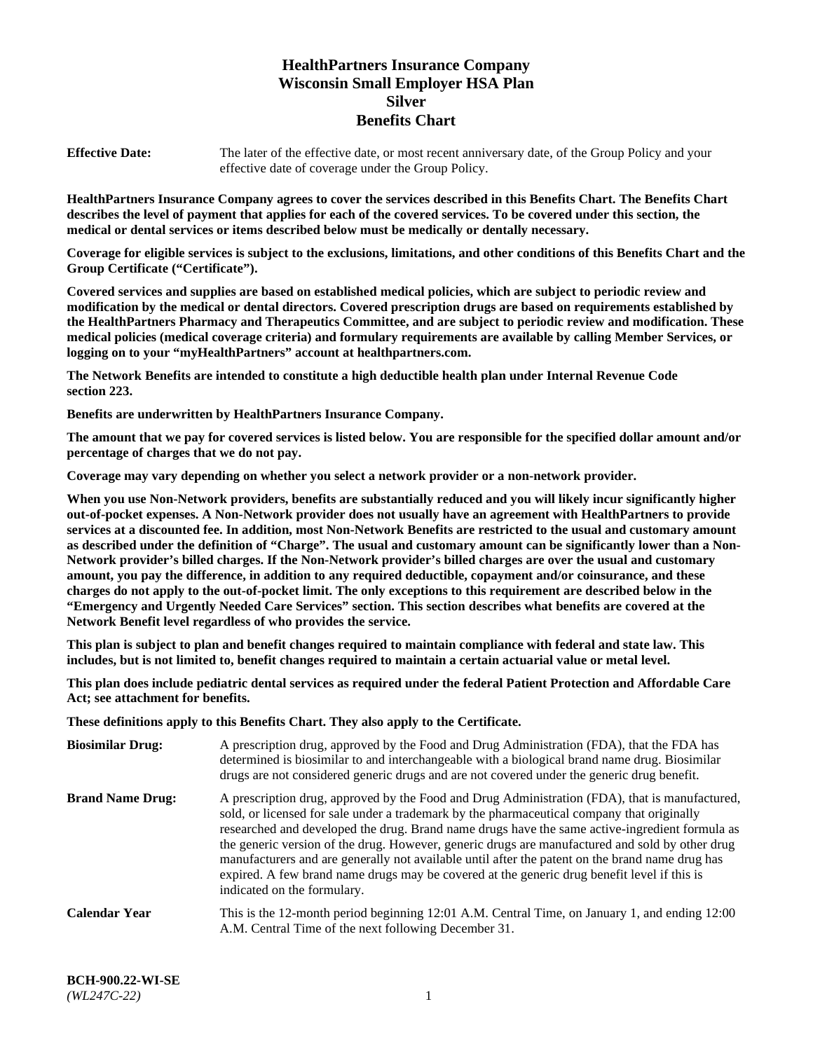# HealthPartners Insurance Company
# Wisconsin Small Employer HSA Plan
# Silver
# Benefits Chart

**Effective Date:** The later of the effective date, or most recent anniversary date, of the Group Policy and your effective date of coverage under the Group Policy.

**HealthPartners Insurance Company agrees to cover the services described in this Benefits Chart. The Benefits Chart describes the level of payment that applies for each of the covered services. To be covered under this section, the medical or dental services or items described below must be medically or dentally necessary.**

**Coverage for eligible services is subject to the exclusions, limitations, and other conditions of this Benefits Chart and the Group Certificate ("Certificate").**

**Covered services and supplies are based on established medical policies, which are subject to periodic review and modification by the medical or dental directors. Covered prescription drugs are based on requirements established by the HealthPartners Pharmacy and Therapeutics Committee, and are subject to periodic review and modification. These medical policies (medical coverage criteria) and formulary requirements are available by calling Member Services, or logging on to your "myHealthPartners" account at healthpartners.com.**

**The Network Benefits are intended to constitute a high deductible health plan under Internal Revenue Code section 223.**

**Benefits are underwritten by HealthPartners Insurance Company.**

**The amount that we pay for covered services is listed below. You are responsible for the specified dollar amount and/or percentage of charges that we do not pay.**

**Coverage may vary depending on whether you select a network provider or a non-network provider.**

**When you use Non-Network providers, benefits are substantially reduced and you will likely incur significantly higher out-of-pocket expenses. A Non-Network provider does not usually have an agreement with HealthPartners to provide services at a discounted fee. In addition, most Non-Network Benefits are restricted to the usual and customary amount as described under the definition of "Charge". The usual and customary amount can be significantly lower than a Non-Network provider's billed charges. If the Non-Network provider's billed charges are over the usual and customary amount, you pay the difference, in addition to any required deductible, copayment and/or coinsurance, and these charges do not apply to the out-of-pocket limit. The only exceptions to this requirement are described below in the "Emergency and Urgently Needed Care Services" section. This section describes what benefits are covered at the Network Benefit level regardless of who provides the service.**

**This plan is subject to plan and benefit changes required to maintain compliance with federal and state law. This includes, but is not limited to, benefit changes required to maintain a certain actuarial value or metal level.**

**This plan does include pediatric dental services as required under the federal Patient Protection and Affordable Care Act; see attachment for benefits.**

**These definitions apply to this Benefits Chart. They also apply to the Certificate.**

**Biosimilar Drug:** A prescription drug, approved by the Food and Drug Administration (FDA), that the FDA has determined is biosimilar to and interchangeable with a biological brand name drug. Biosimilar drugs are not considered generic drugs and are not covered under the generic drug benefit.

**Brand Name Drug:** A prescription drug, approved by the Food and Drug Administration (FDA), that is manufactured, sold, or licensed for sale under a trademark by the pharmaceutical company that originally researched and developed the drug. Brand name drugs have the same active-ingredient formula as the generic version of the drug. However, generic drugs are manufactured and sold by other drug manufacturers and are generally not available until after the patent on the brand name drug has expired. A few brand name drugs may be covered at the generic drug benefit level if this is indicated on the formulary.

**Calendar Year** This is the 12-month period beginning 12:01 A.M. Central Time, on January 1, and ending 12:00 A.M. Central Time of the next following December 31.

**BCH-900.22-WI-SE**
*(WL247C-22)*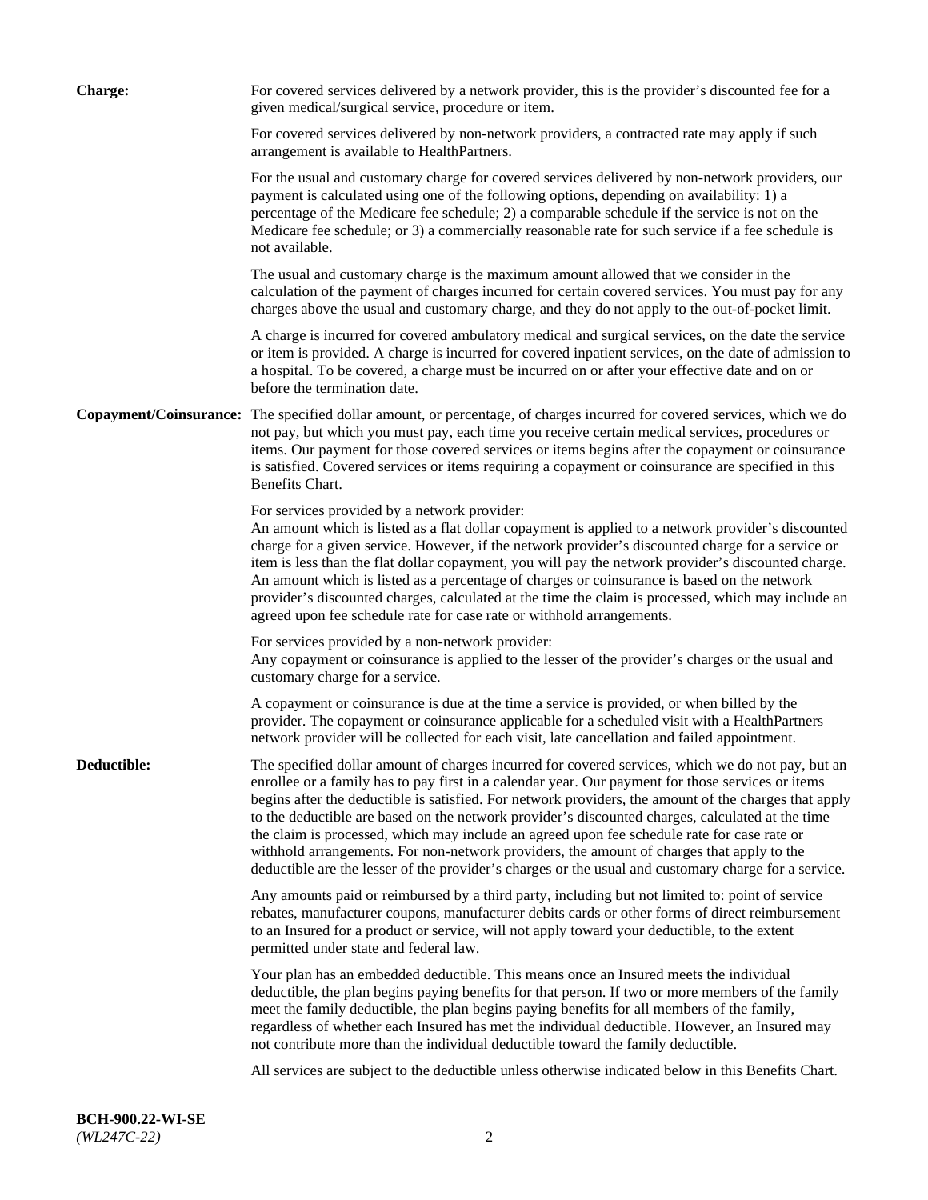**Charge:** For covered services delivered by a network provider, this is the provider's discounted fee for a given medical/surgical service, procedure or item.

For covered services delivered by non-network providers, a contracted rate may apply if such arrangement is available to HealthPartners.

For the usual and customary charge for covered services delivered by non-network providers, our payment is calculated using one of the following options, depending on availability: 1) a percentage of the Medicare fee schedule; 2) a comparable schedule if the service is not on the Medicare fee schedule; or 3) a commercially reasonable rate for such service if a fee schedule is not available.

The usual and customary charge is the maximum amount allowed that we consider in the calculation of the payment of charges incurred for certain covered services. You must pay for any charges above the usual and customary charge, and they do not apply to the out-of-pocket limit.

A charge is incurred for covered ambulatory medical and surgical services, on the date the service or item is provided. A charge is incurred for covered inpatient services, on the date of admission to a hospital. To be covered, a charge must be incurred on or after your effective date and on or before the termination date.

**Copayment/Coinsurance:** The specified dollar amount, or percentage, of charges incurred for covered services, which we do not pay, but which you must pay, each time you receive certain medical services, procedures or items. Our payment for those covered services or items begins after the copayment or coinsurance is satisfied. Covered services or items requiring a copayment or coinsurance are specified in this Benefits Chart.

For services provided by a network provider:
An amount which is listed as a flat dollar copayment is applied to a network provider's discounted charge for a given service. However, if the network provider's discounted charge for a service or item is less than the flat dollar copayment, you will pay the network provider's discounted charge. An amount which is listed as a percentage of charges or coinsurance is based on the network provider's discounted charges, calculated at the time the claim is processed, which may include an agreed upon fee schedule rate for case rate or withhold arrangements.

For services provided by a non-network provider:
Any copayment or coinsurance is applied to the lesser of the provider's charges or the usual and customary charge for a service.

A copayment or coinsurance is due at the time a service is provided, or when billed by the provider. The copayment or coinsurance applicable for a scheduled visit with a HealthPartners network provider will be collected for each visit, late cancellation and failed appointment.

**Deductible:** The specified dollar amount of charges incurred for covered services, which we do not pay, but an enrollee or a family has to pay first in a calendar year. Our payment for those services or items begins after the deductible is satisfied. For network providers, the amount of the charges that apply to the deductible are based on the network provider's discounted charges, calculated at the time the claim is processed, which may include an agreed upon fee schedule rate for case rate or withhold arrangements. For non-network providers, the amount of charges that apply to the deductible are the lesser of the provider's charges or the usual and customary charge for a service.

Any amounts paid or reimbursed by a third party, including but not limited to: point of service rebates, manufacturer coupons, manufacturer debits cards or other forms of direct reimbursement to an Insured for a product or service, will not apply toward your deductible, to the extent permitted under state and federal law.

Your plan has an embedded deductible. This means once an Insured meets the individual deductible, the plan begins paying benefits for that person. If two or more members of the family meet the family deductible, the plan begins paying benefits for all members of the family, regardless of whether each Insured has met the individual deductible. However, an Insured may not contribute more than the individual deductible toward the family deductible.

All services are subject to the deductible unless otherwise indicated below in this Benefits Chart.

**BCH-900.22-WI-SE**
*(WL247C-22)*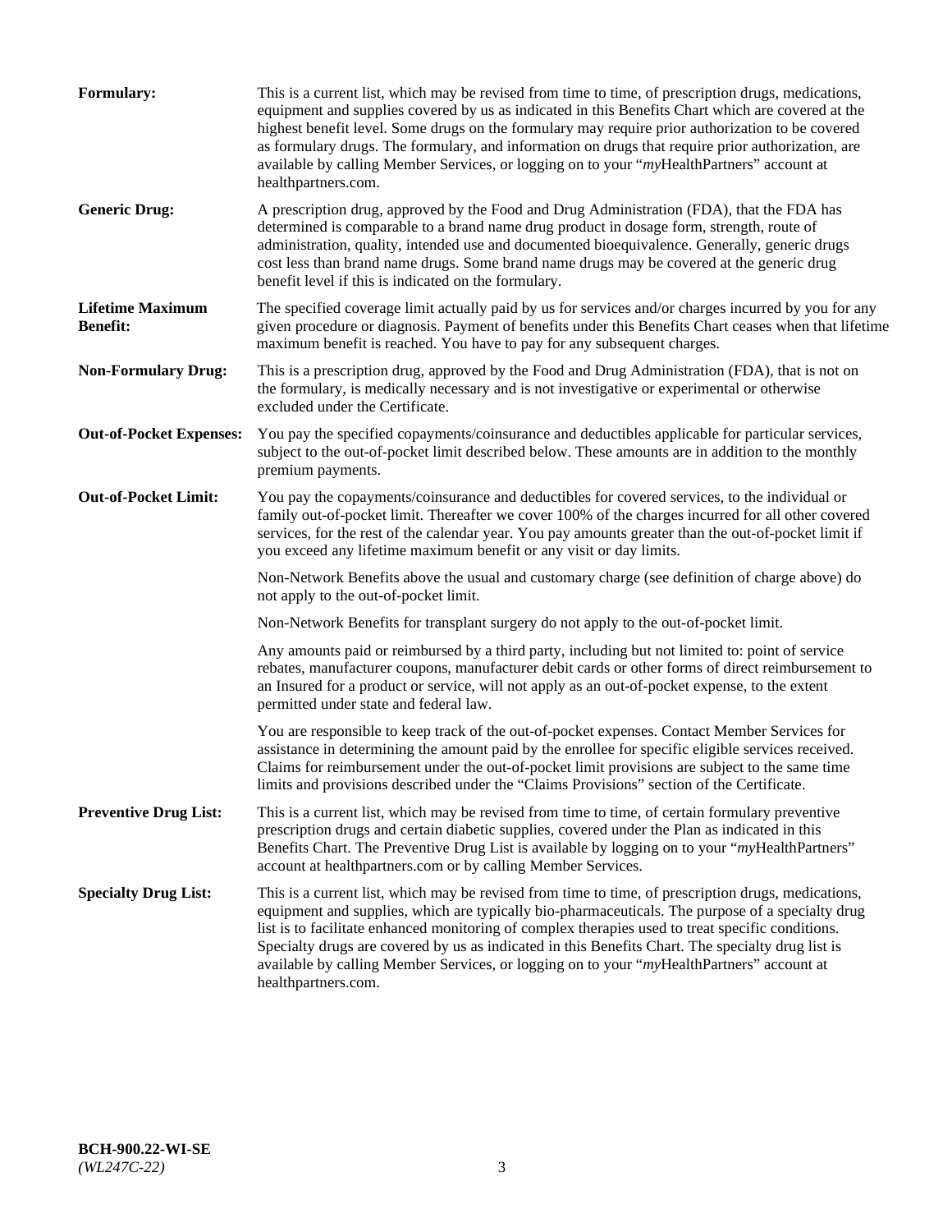**Formulary:** This is a current list, which may be revised from time to time, of prescription drugs, medications, equipment and supplies covered by us as indicated in this Benefits Chart which are covered at the highest benefit level. Some drugs on the formulary may require prior authorization to be covered as formulary drugs. The formulary, and information on drugs that require prior authorization, are available by calling Member Services, or logging on to your "*my*HealthPartners" account at healthpartners.com.

**Generic Drug:** A prescription drug, approved by the Food and Drug Administration (FDA), that the FDA has determined is comparable to a brand name drug product in dosage form, strength, route of administration, quality, intended use and documented bioequivalence. Generally, generic drugs cost less than brand name drugs. Some brand name drugs may be covered at the generic drug benefit level if this is indicated on the formulary.

**Lifetime Maximum Benefit:** The specified coverage limit actually paid by us for services and/or charges incurred by you for any given procedure or diagnosis. Payment of benefits under this Benefits Chart ceases when that lifetime maximum benefit is reached. You have to pay for any subsequent charges.

**Non-Formulary Drug:** This is a prescription drug, approved by the Food and Drug Administration (FDA), that is not on the formulary, is medically necessary and is not investigative or experimental or otherwise excluded under the Certificate.

**Out-of-Pocket Expenses:** You pay the specified copayments/coinsurance and deductibles applicable for particular services, subject to the out-of-pocket limit described below. These amounts are in addition to the monthly premium payments.

**Out-of-Pocket Limit:** You pay the copayments/coinsurance and deductibles for covered services, to the individual or family out-of-pocket limit. Thereafter we cover 100% of the charges incurred for all other covered services, for the rest of the calendar year. You pay amounts greater than the out-of-pocket limit if you exceed any lifetime maximum benefit or any visit or day limits.

Non-Network Benefits above the usual and customary charge (see definition of charge above) do not apply to the out-of-pocket limit.

Non-Network Benefits for transplant surgery do not apply to the out-of-pocket limit.

Any amounts paid or reimbursed by a third party, including but not limited to: point of service rebates, manufacturer coupons, manufacturer debit cards or other forms of direct reimbursement to an Insured for a product or service, will not apply as an out-of-pocket expense, to the extent permitted under state and federal law.

You are responsible to keep track of the out-of-pocket expenses. Contact Member Services for assistance in determining the amount paid by the enrollee for specific eligible services received. Claims for reimbursement under the out-of-pocket limit provisions are subject to the same time limits and provisions described under the "Claims Provisions" section of the Certificate.

**Preventive Drug List:** This is a current list, which may be revised from time to time, of certain formulary preventive prescription drugs and certain diabetic supplies, covered under the Plan as indicated in this Benefits Chart. The Preventive Drug List is available by logging on to your "*my*HealthPartners" account at healthpartners.com or by calling Member Services.

**Specialty Drug List:** This is a current list, which may be revised from time to time, of prescription drugs, medications, equipment and supplies, which are typically bio-pharmaceuticals. The purpose of a specialty drug list is to facilitate enhanced monitoring of complex therapies used to treat specific conditions. Specialty drugs are covered by us as indicated in this Benefits Chart. The specialty drug list is available by calling Member Services, or logging on to your "*my*HealthPartners" account at healthpartners.com.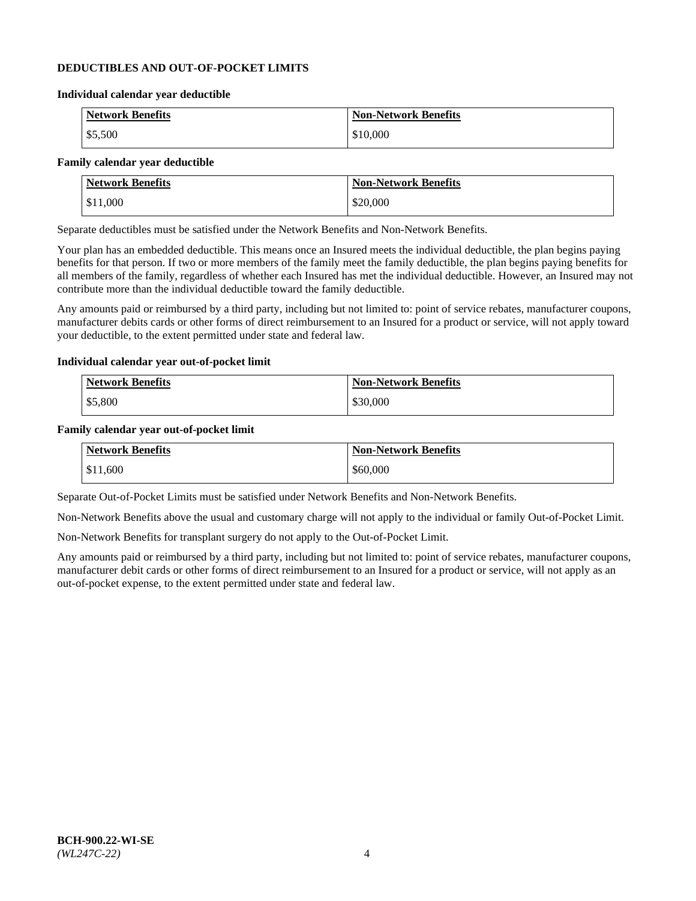## DEDUCTIBLES AND OUT-OF-POCKET LIMITS

**Individual calendar year deductible**

| Network Benefits | Non-Network Benefits |
|---|---|
| $5,500 | $10,000 |

**Family calendar year deductible**

| Network Benefits | Non-Network Benefits |
|---|---|
| $11,000 | $20,000 |

Separate deductibles must be satisfied under the Network Benefits and Non-Network Benefits.

Your plan has an embedded deductible. This means once an Insured meets the individual deductible, the plan begins paying benefits for that person. If two or more members of the family meet the family deductible, the plan begins paying benefits for all members of the family, regardless of whether each Insured has met the individual deductible. However, an Insured may not contribute more than the individual deductible toward the family deductible.

Any amounts paid or reimbursed by a third party, including but not limited to: point of service rebates, manufacturer coupons, manufacturer debits cards or other forms of direct reimbursement to an Insured for a product or service, will not apply toward your deductible, to the extent permitted under state and federal law.

**Individual calendar year out-of-pocket limit**

| Network Benefits | Non-Network Benefits |
|---|---|
| $5,800 | $30,000 |

**Family calendar year out-of-pocket limit**

| Network Benefits | Non-Network Benefits |
|---|---|
| $11,600 | $60,000 |

Separate Out-of-Pocket Limits must be satisfied under Network Benefits and Non-Network Benefits.

Non-Network Benefits above the usual and customary charge will not apply to the individual or family Out-of-Pocket Limit.

Non-Network Benefits for transplant surgery do not apply to the Out-of-Pocket Limit.

Any amounts paid or reimbursed by a third party, including but not limited to: point of service rebates, manufacturer coupons, manufacturer debit cards or other forms of direct reimbursement to an Insured for a product or service, will not apply as an out-of-pocket expense, to the extent permitted under state and federal law.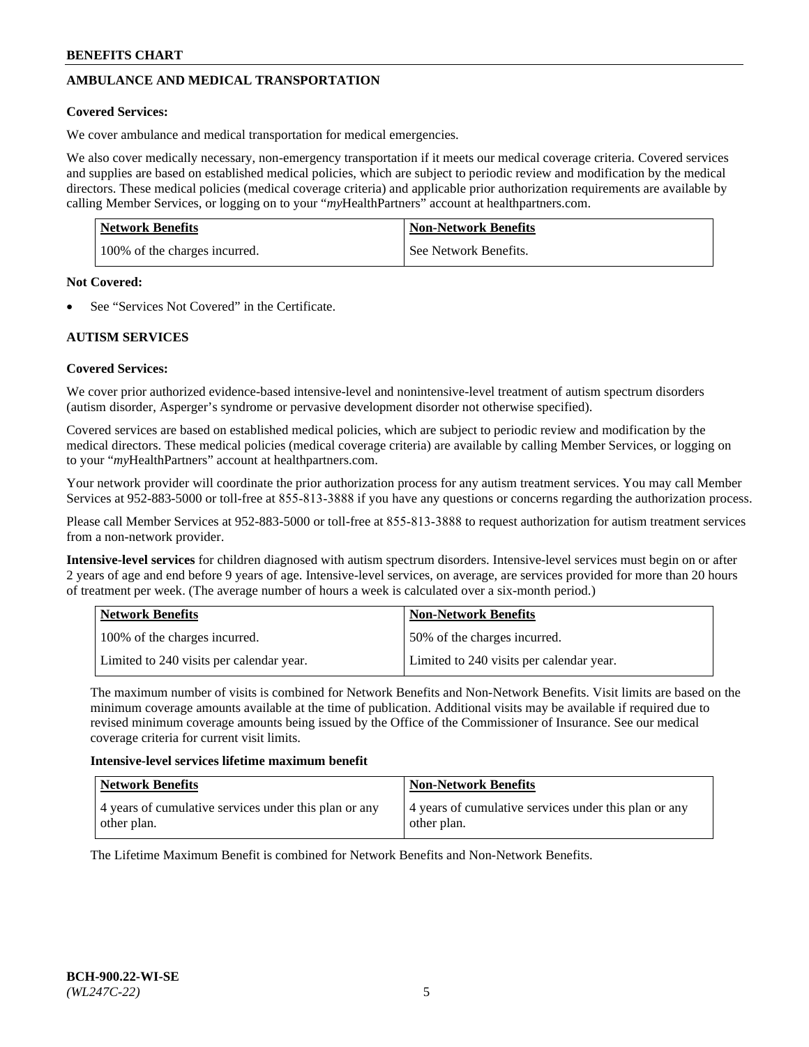## AMBULANCE AND MEDICAL TRANSPORTATION

**Covered Services:**

We cover ambulance and medical transportation for medical emergencies.

We also cover medically necessary, non-emergency transportation if it meets our medical coverage criteria. Covered services and supplies are based on established medical policies, which are subject to periodic review and modification by the medical directors. These medical policies (medical coverage criteria) and applicable prior authorization requirements are available by calling Member Services, or logging on to your "*my*HealthPartners" account at healthpartners.com.

| Network Benefits | Non-Network Benefits |
|---|---|
| 100% of the charges incurred. | See Network Benefits. |

**Not Covered:**

- See "Services Not Covered" in the Certificate.

## AUTISM SERVICES

**Covered Services:**

We cover prior authorized evidence-based intensive-level and nonintensive-level treatment of autism spectrum disorders (autism disorder, Asperger's syndrome or pervasive development disorder not otherwise specified).

Covered services are based on established medical policies, which are subject to periodic review and modification by the medical directors. These medical policies (medical coverage criteria) are available by calling Member Services, or logging on to your "*my*HealthPartners" account at healthpartners.com.

Your network provider will coordinate the prior authorization process for any autism treatment services. You may call Member Services at 952-883-5000 or toll-free at 855-813-3888 if you have any questions or concerns regarding the authorization process.

Please call Member Services at 952-883-5000 or toll-free at 855-813-3888 to request authorization for autism treatment services from a non-network provider.

**Intensive-level services** for children diagnosed with autism spectrum disorders. Intensive-level services must begin on or after 2 years of age and end before 9 years of age. Intensive-level services, on average, are services provided for more than 20 hours of treatment per week. (The average number of hours a week is calculated over a six-month period.)

| Network Benefits | Non-Network Benefits |
|---|---|
| 100% of the charges incurred. | 50% of the charges incurred. |
| Limited to 240 visits per calendar year. | Limited to 240 visits per calendar year. |

The maximum number of visits is combined for Network Benefits and Non-Network Benefits. Visit limits are based on the minimum coverage amounts available at the time of publication. Additional visits may be available if required due to revised minimum coverage amounts being issued by the Office of the Commissioner of Insurance. See our medical coverage criteria for current visit limits.

**Intensive-level services lifetime maximum benefit**

| Network Benefits | Non-Network Benefits |
|---|---|
| 4 years of cumulative services under this plan or any other plan. | 4 years of cumulative services under this plan or any other plan. |

The Lifetime Maximum Benefit is combined for Network Benefits and Non-Network Benefits.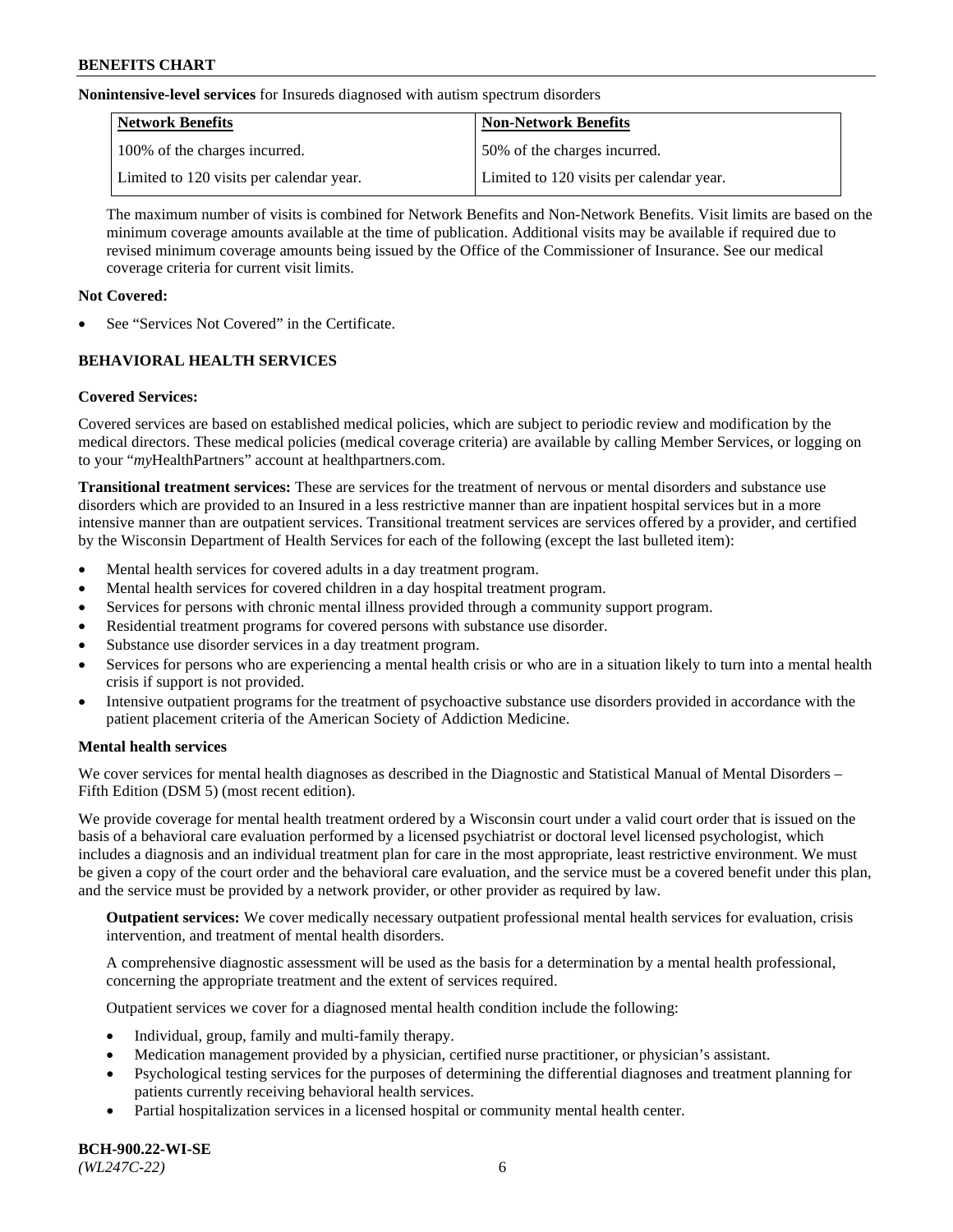**Nonintensive-level services** for Insureds diagnosed with autism spectrum disorders

| Network Benefits | Non-Network Benefits |
|---|---|
| 100% of the charges incurred. | 50% of the charges incurred. |
| Limited to 120 visits per calendar year. | Limited to 120 visits per calendar year. |

The maximum number of visits is combined for Network Benefits and Non-Network Benefits. Visit limits are based on the minimum coverage amounts available at the time of publication. Additional visits may be available if required due to revised minimum coverage amounts being issued by the Office of the Commissioner of Insurance. See our medical coverage criteria for current visit limits.

**Not Covered:**

- See "Services Not Covered" in the Certificate.

## BEHAVIORAL HEALTH SERVICES

**Covered Services:**

Covered services are based on established medical policies, which are subject to periodic review and modification by the medical directors. These medical policies (medical coverage criteria) are available by calling Member Services, or logging on to your "*my*HealthPartners" account at healthpartners.com.

**Transitional treatment services:** These are services for the treatment of nervous or mental disorders and substance use disorders which are provided to an Insured in a less restrictive manner than are inpatient hospital services but in a more intensive manner than are outpatient services. Transitional treatment services are services offered by a provider, and certified by the Wisconsin Department of Health Services for each of the following (except the last bulleted item):

- Mental health services for covered adults in a day treatment program.
- Mental health services for covered children in a day hospital treatment program.
- Services for persons with chronic mental illness provided through a community support program.
- Residential treatment programs for covered persons with substance use disorder.
- Substance use disorder services in a day treatment program.
- Services for persons who are experiencing a mental health crisis or who are in a situation likely to turn into a mental health crisis if support is not provided.
- Intensive outpatient programs for the treatment of psychoactive substance use disorders provided in accordance with the patient placement criteria of the American Society of Addiction Medicine.

**Mental health services**

We cover services for mental health diagnoses as described in the Diagnostic and Statistical Manual of Mental Disorders – Fifth Edition (DSM 5) (most recent edition).

We provide coverage for mental health treatment ordered by a Wisconsin court under a valid court order that is issued on the basis of a behavioral care evaluation performed by a licensed psychiatrist or doctoral level licensed psychologist, which includes a diagnosis and an individual treatment plan for care in the most appropriate, least restrictive environment. We must be given a copy of the court order and the behavioral care evaluation, and the service must be a covered benefit under this plan, and the service must be provided by a network provider, or other provider as required by law.

**Outpatient services:** We cover medically necessary outpatient professional mental health services for evaluation, crisis intervention, and treatment of mental health disorders.

A comprehensive diagnostic assessment will be used as the basis for a determination by a mental health professional, concerning the appropriate treatment and the extent of services required.

Outpatient services we cover for a diagnosed mental health condition include the following:

- Individual, group, family and multi-family therapy.
- Medication management provided by a physician, certified nurse practitioner, or physician's assistant.
- Psychological testing services for the purposes of determining the differential diagnoses and treatment planning for patients currently receiving behavioral health services.
- Partial hospitalization services in a licensed hospital or community mental health center.

**BCH-900.22-WI-SE**
*(WL247C-22)*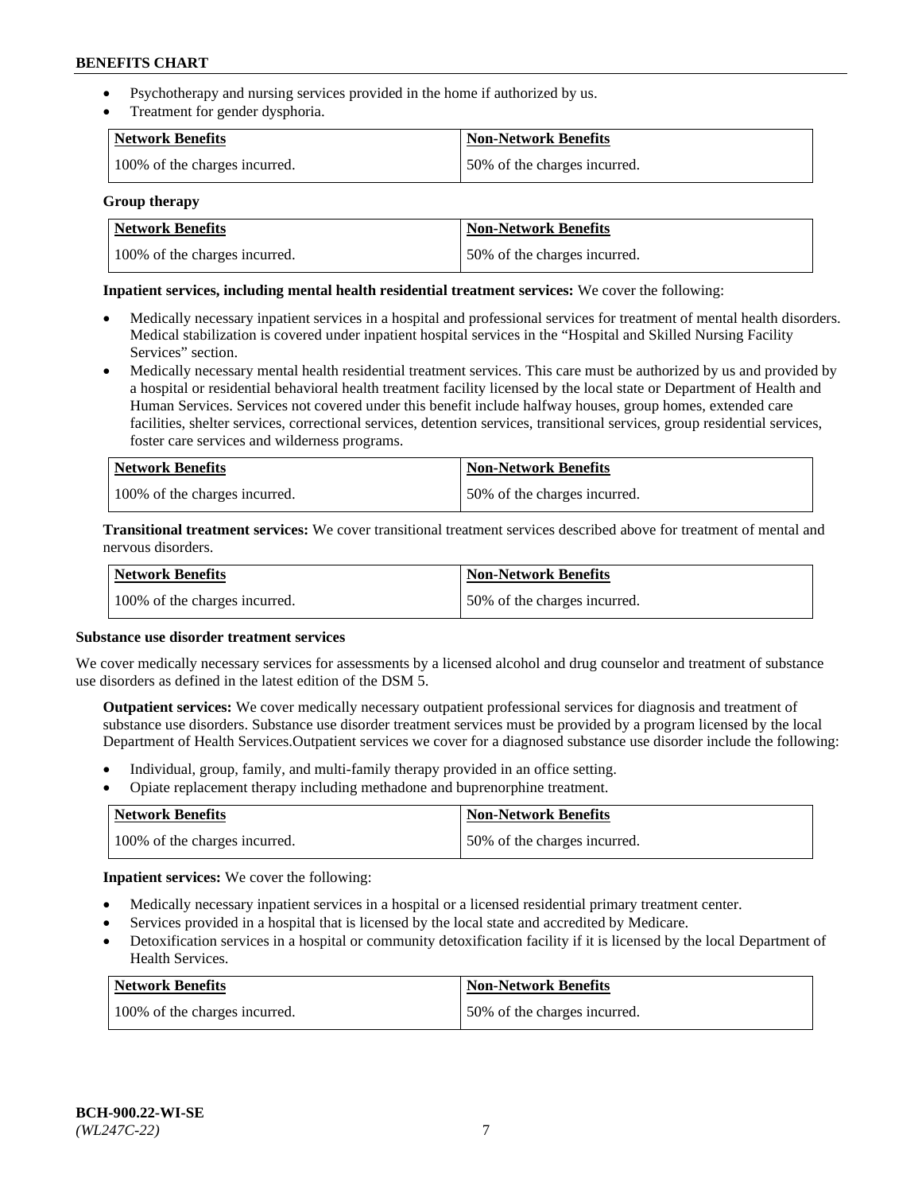- Psychotherapy and nursing services provided in the home if authorized by us.
- Treatment for gender dysphoria.

| Network Benefits | Non-Network Benefits |
|---|---|
| 100% of the charges incurred. | 50% of the charges incurred. |

**Group therapy**

| Network Benefits | Non-Network Benefits |
|---|---|
| 100% of the charges incurred. | 50% of the charges incurred. |

**Inpatient services, including mental health residential treatment services:** We cover the following:

- Medically necessary inpatient services in a hospital and professional services for treatment of mental health disorders. Medical stabilization is covered under inpatient hospital services in the "Hospital and Skilled Nursing Facility Services" section.
- Medically necessary mental health residential treatment services. This care must be authorized by us and provided by a hospital or residential behavioral health treatment facility licensed by the local state or Department of Health and Human Services. Services not covered under this benefit include halfway houses, group homes, extended care facilities, shelter services, correctional services, detention services, transitional services, group residential services, foster care services and wilderness programs.

| Network Benefits | Non-Network Benefits |
|---|---|
| 100% of the charges incurred. | 50% of the charges incurred. |

**Transitional treatment services:** We cover transitional treatment services described above for treatment of mental and nervous disorders.

| Network Benefits | Non-Network Benefits |
|---|---|
| 100% of the charges incurred. | 50% of the charges incurred. |

**Substance use disorder treatment services**

We cover medically necessary services for assessments by a licensed alcohol and drug counselor and treatment of substance use disorders as defined in the latest edition of the DSM 5.

**Outpatient services:** We cover medically necessary outpatient professional services for diagnosis and treatment of substance use disorders. Substance use disorder treatment services must be provided by a program licensed by the local Department of Health Services.Outpatient services we cover for a diagnosed substance use disorder include the following:

- Individual, group, family, and multi-family therapy provided in an office setting.
- Opiate replacement therapy including methadone and buprenorphine treatment.

| Network Benefits | Non-Network Benefits |
|---|---|
| 100% of the charges incurred. | 50% of the charges incurred. |

**Inpatient services:** We cover the following:

- Medically necessary inpatient services in a hospital or a licensed residential primary treatment center.
- Services provided in a hospital that is licensed by the local state and accredited by Medicare.
- Detoxification services in a hospital or community detoxification facility if it is licensed by the local Department of Health Services.

| Network Benefits | Non-Network Benefits |
|---|---|
| 100% of the charges incurred. | 50% of the charges incurred. |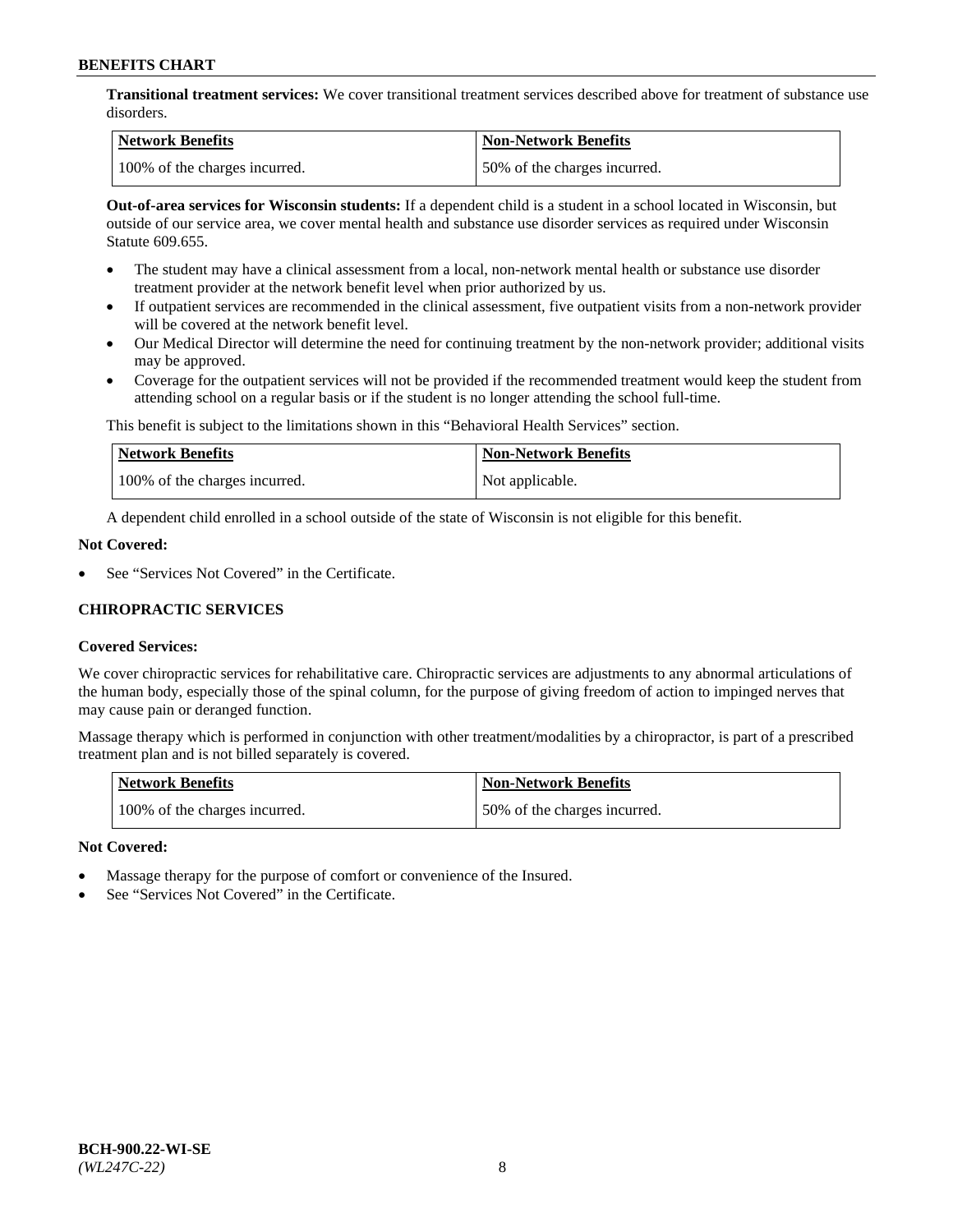**Transitional treatment services:** We cover transitional treatment services described above for treatment of substance use disorders.

| Network Benefits | Non-Network Benefits |
| --- | --- |
| 100% of the charges incurred. | 50% of the charges incurred. |

**Out-of-area services for Wisconsin students:** If a dependent child is a student in a school located in Wisconsin, but outside of our service area, we cover mental health and substance use disorder services as required under Wisconsin Statute 609.655.

- The student may have a clinical assessment from a local, non-network mental health or substance use disorder treatment provider at the network benefit level when prior authorized by us.
- If outpatient services are recommended in the clinical assessment, five outpatient visits from a non-network provider will be covered at the network benefit level.
- Our Medical Director will determine the need for continuing treatment by the non-network provider; additional visits may be approved.
- Coverage for the outpatient services will not be provided if the recommended treatment would keep the student from attending school on a regular basis or if the student is no longer attending the school full-time.

This benefit is subject to the limitations shown in this "Behavioral Health Services" section.

| Network Benefits | Non-Network Benefits |
| --- | --- |
| 100% of the charges incurred. | Not applicable. |

A dependent child enrolled in a school outside of the state of Wisconsin is not eligible for this benefit.

**Not Covered:**

- See "Services Not Covered" in the Certificate.

### CHIROPRACTIC SERVICES

**Covered Services:**

We cover chiropractic services for rehabilitative care. Chiropractic services are adjustments to any abnormal articulations of the human body, especially those of the spinal column, for the purpose of giving freedom of action to impinged nerves that may cause pain or deranged function.

Massage therapy which is performed in conjunction with other treatment/modalities by a chiropractor, is part of a prescribed treatment plan and is not billed separately is covered.

| Network Benefits | Non-Network Benefits |
| --- | --- |
| 100% of the charges incurred. | 50% of the charges incurred. |

**Not Covered:**

- Massage therapy for the purpose of comfort or convenience of the Insured.
- See "Services Not Covered" in the Certificate.

**BCH-900.22-WI-SE**
*(WL247C-22)*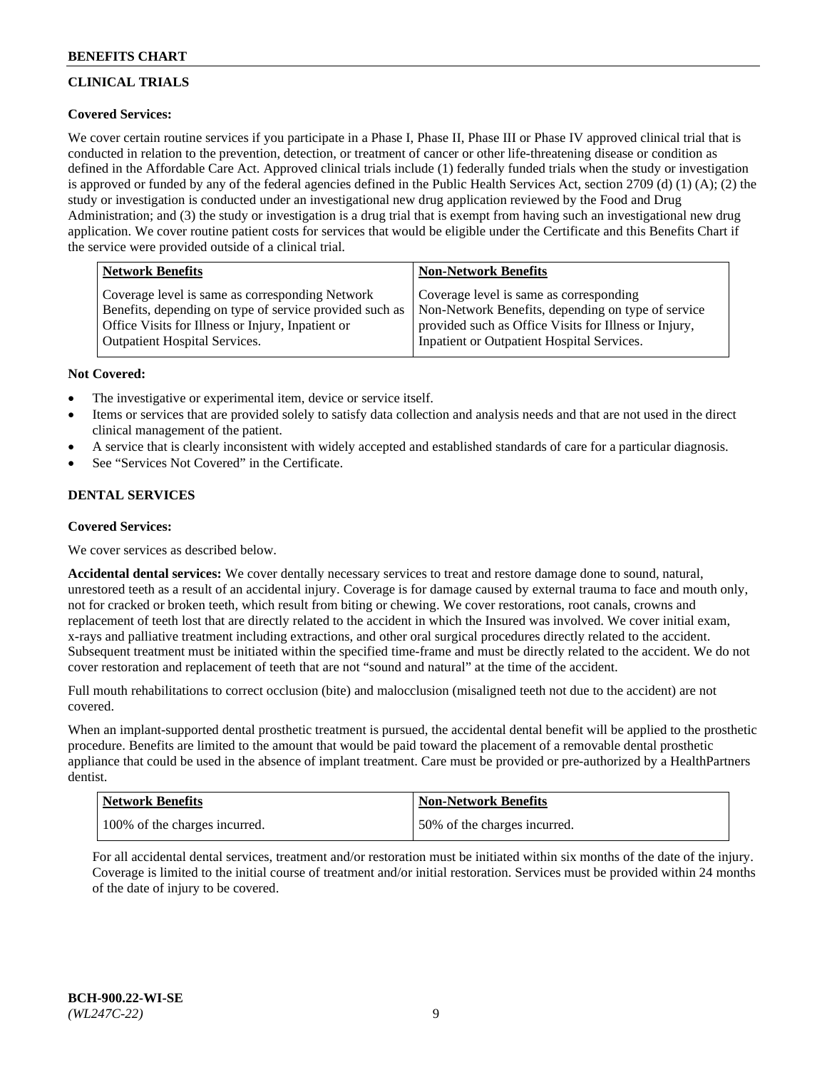## CLINICAL TRIALS

**Covered Services:**

We cover certain routine services if you participate in a Phase I, Phase II, Phase III or Phase IV approved clinical trial that is conducted in relation to the prevention, detection, or treatment of cancer or other life-threatening disease or condition as defined in the Affordable Care Act. Approved clinical trials include (1) federally funded trials when the study or investigation is approved or funded by any of the federal agencies defined in the Public Health Services Act, section 2709 (d) (1) (A); (2) the study or investigation is conducted under an investigational new drug application reviewed by the Food and Drug Administration; and (3) the study or investigation is a drug trial that is exempt from having such an investigational new drug application. We cover routine patient costs for services that would be eligible under the Certificate and this Benefits Chart if the service were provided outside of a clinical trial.

| Network Benefits | Non-Network Benefits |
|---|---|
| Coverage level is same as corresponding Network Benefits, depending on type of service provided such as Office Visits for Illness or Injury, Inpatient or Outpatient Hospital Services. | Coverage level is same as corresponding Non-Network Benefits, depending on type of service provided such as Office Visits for Illness or Injury, Inpatient or Outpatient Hospital Services. |

**Not Covered:**

- The investigative or experimental item, device or service itself.
- Items or services that are provided solely to satisfy data collection and analysis needs and that are not used in the direct clinical management of the patient.
- A service that is clearly inconsistent with widely accepted and established standards of care for a particular diagnosis.
- See "Services Not Covered" in the Certificate.

## DENTAL SERVICES

**Covered Services:**

We cover services as described below.

**Accidental dental services:** We cover dentally necessary services to treat and restore damage done to sound, natural, unrestored teeth as a result of an accidental injury. Coverage is for damage caused by external trauma to face and mouth only, not for cracked or broken teeth, which result from biting or chewing. We cover restorations, root canals, crowns and replacement of teeth lost that are directly related to the accident in which the Insured was involved. We cover initial exam, x-rays and palliative treatment including extractions, and other oral surgical procedures directly related to the accident. Subsequent treatment must be initiated within the specified time-frame and must be directly related to the accident. We do not cover restoration and replacement of teeth that are not "sound and natural" at the time of the accident.

Full mouth rehabilitations to correct occlusion (bite) and malocclusion (misaligned teeth not due to the accident) are not covered.

When an implant-supported dental prosthetic treatment is pursued, the accidental dental benefit will be applied to the prosthetic procedure. Benefits are limited to the amount that would be paid toward the placement of a removable dental prosthetic appliance that could be used in the absence of implant treatment. Care must be provided or pre-authorized by a HealthPartners dentist.

| Network Benefits | Non-Network Benefits |
|---|---|
| 100% of the charges incurred. | 50% of the charges incurred. |

For all accidental dental services, treatment and/or restoration must be initiated within six months of the date of the injury. Coverage is limited to the initial course of treatment and/or initial restoration. Services must be provided within 24 months of the date of injury to be covered.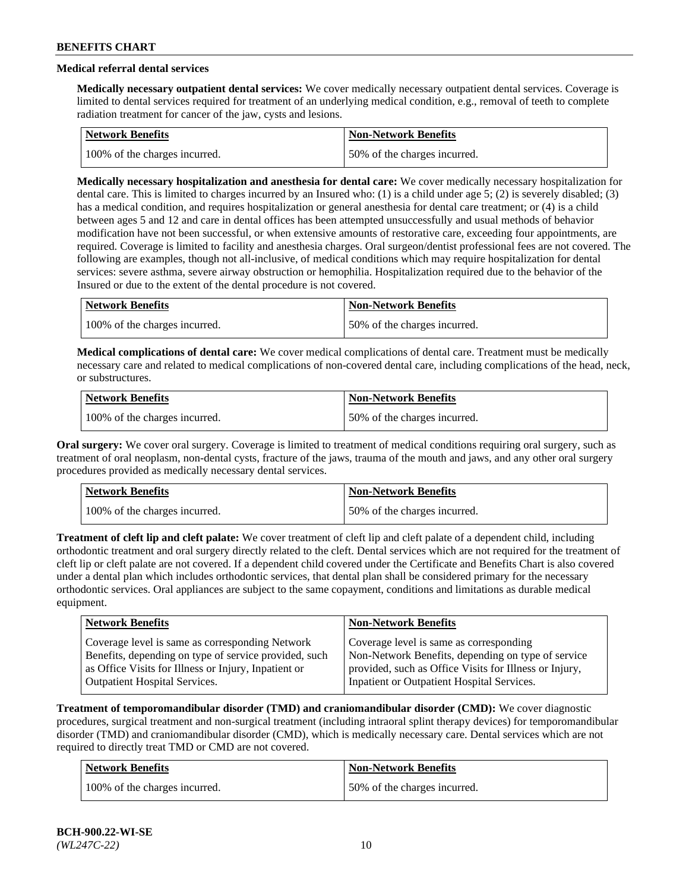### Medical referral dental services

**Medically necessary outpatient dental services:** We cover medically necessary outpatient dental services. Coverage is limited to dental services required for treatment of an underlying medical condition, e.g., removal of teeth to complete radiation treatment for cancer of the jaw, cysts and lesions.

| Network Benefits | Non-Network Benefits |
|---|---|
| 100% of the charges incurred. | 50% of the charges incurred. |

**Medically necessary hospitalization and anesthesia for dental care:** We cover medically necessary hospitalization for dental care. This is limited to charges incurred by an Insured who: (1) is a child under age 5; (2) is severely disabled; (3) has a medical condition, and requires hospitalization or general anesthesia for dental care treatment; or (4) is a child between ages 5 and 12 and care in dental offices has been attempted unsuccessfully and usual methods of behavior modification have not been successful, or when extensive amounts of restorative care, exceeding four appointments, are required. Coverage is limited to facility and anesthesia charges. Oral surgeon/dentist professional fees are not covered. The following are examples, though not all-inclusive, of medical conditions which may require hospitalization for dental services: severe asthma, severe airway obstruction or hemophilia. Hospitalization required due to the behavior of the Insured or due to the extent of the dental procedure is not covered.

| Network Benefits | Non-Network Benefits |
|---|---|
| 100% of the charges incurred. | 50% of the charges incurred. |

**Medical complications of dental care:** We cover medical complications of dental care. Treatment must be medically necessary care and related to medical complications of non-covered dental care, including complications of the head, neck, or substructures.

| Network Benefits | Non-Network Benefits |
|---|---|
| 100% of the charges incurred. | 50% of the charges incurred. |

**Oral surgery:** We cover oral surgery. Coverage is limited to treatment of medical conditions requiring oral surgery, such as treatment of oral neoplasm, non-dental cysts, fracture of the jaws, trauma of the mouth and jaws, and any other oral surgery procedures provided as medically necessary dental services.

| Network Benefits | Non-Network Benefits |
|---|---|
| 100% of the charges incurred. | 50% of the charges incurred. |

**Treatment of cleft lip and cleft palate:** We cover treatment of cleft lip and cleft palate of a dependent child, including orthodontic treatment and oral surgery directly related to the cleft. Dental services which are not required for the treatment of cleft lip or cleft palate are not covered. If a dependent child covered under the Certificate and Benefits Chart is also covered under a dental plan which includes orthodontic services, that dental plan shall be considered primary for the necessary orthodontic services. Oral appliances are subject to the same copayment, conditions and limitations as durable medical equipment.

| Network Benefits | Non-Network Benefits |
|---|---|
| Coverage level is same as corresponding Network Benefits, depending on type of service provided, such as Office Visits for Illness or Injury, Inpatient or Outpatient Hospital Services. | Coverage level is same as corresponding Non-Network Benefits, depending on type of service provided, such as Office Visits for Illness or Injury, Inpatient or Outpatient Hospital Services. |

**Treatment of temporomandibular disorder (TMD) and craniomandibular disorder (CMD):** We cover diagnostic procedures, surgical treatment and non-surgical treatment (including intraoral splint therapy devices) for temporomandibular disorder (TMD) and craniomandibular disorder (CMD), which is medically necessary care. Dental services which are not required to directly treat TMD or CMD are not covered.

| Network Benefits | Non-Network Benefits |
|---|---|
| 100% of the charges incurred. | 50% of the charges incurred. |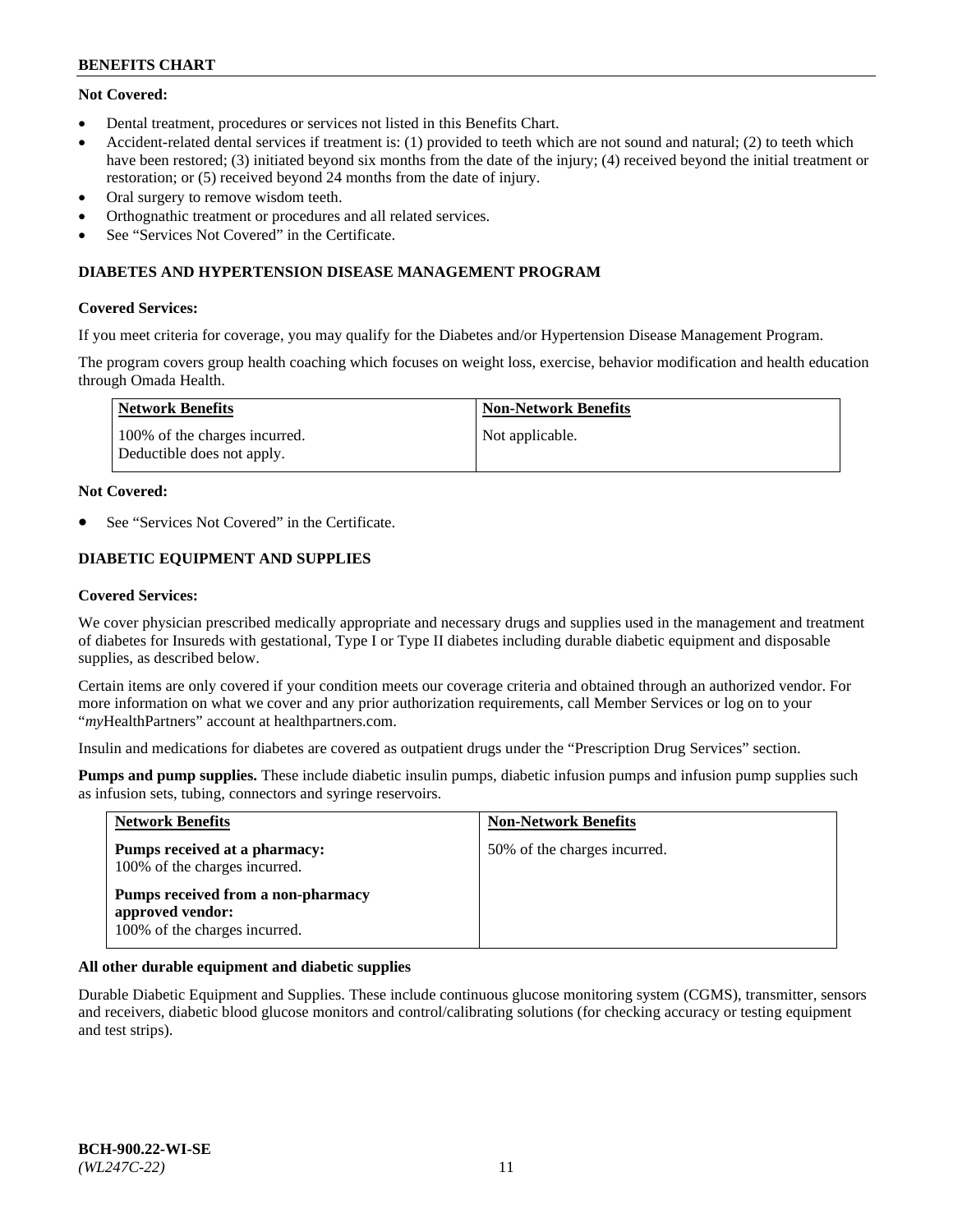**Not Covered:**

- Dental treatment, procedures or services not listed in this Benefits Chart.
- Accident-related dental services if treatment is: (1) provided to teeth which are not sound and natural; (2) to teeth which have been restored; (3) initiated beyond six months from the date of the injury; (4) received beyond the initial treatment or restoration; or (5) received beyond 24 months from the date of injury.
- Oral surgery to remove wisdom teeth.
- Orthognathic treatment or procedures and all related services.
- See "Services Not Covered" in the Certificate.

### DIABETES AND HYPERTENSION DISEASE MANAGEMENT PROGRAM

**Covered Services:**

If you meet criteria for coverage, you may qualify for the Diabetes and/or Hypertension Disease Management Program.

The program covers group health coaching which focuses on weight loss, exercise, behavior modification and health education through Omada Health.

| Network Benefits | Non-Network Benefits |
|---|---|
| 100% of the charges incurred. Deductible does not apply. | Not applicable. |

**Not Covered:**

- See "Services Not Covered" in the Certificate.

### DIABETIC EQUIPMENT AND SUPPLIES

**Covered Services:**

We cover physician prescribed medically appropriate and necessary drugs and supplies used in the management and treatment of diabetes for Insureds with gestational, Type I or Type II diabetes including durable diabetic equipment and disposable supplies, as described below.

Certain items are only covered if your condition meets our coverage criteria and obtained through an authorized vendor. For more information on what we cover and any prior authorization requirements, call Member Services or log on to your "*my*HealthPartners" account at healthpartners.com.

Insulin and medications for diabetes are covered as outpatient drugs under the "Prescription Drug Services" section.

**Pumps and pump supplies.** These include diabetic insulin pumps, diabetic infusion pumps and infusion pump supplies such as infusion sets, tubing, connectors and syringe reservoirs.

| Network Benefits | Non-Network Benefits |
|---|---|
| **Pumps received at a pharmacy:** 100% of the charges incurred.<br><br>**Pumps received from a non-pharmacy approved vendor:** 100% of the charges incurred. | 50% of the charges incurred. |

**All other durable equipment and diabetic supplies**

Durable Diabetic Equipment and Supplies. These include continuous glucose monitoring system (CGMS), transmitter, sensors and receivers, diabetic blood glucose monitors and control/calibrating solutions (for checking accuracy or testing equipment and test strips).

BCH-900.22-WI-SE
*(WL247C-22)*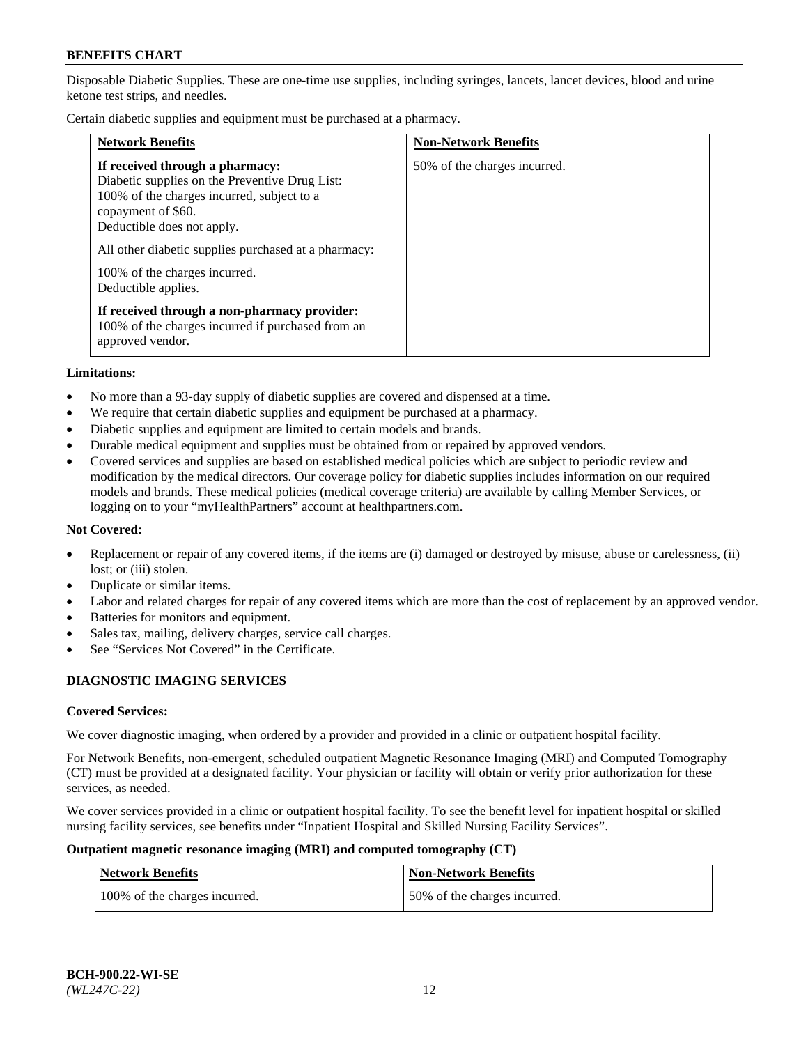Disposable Diabetic Supplies. These are one-time use supplies, including syringes, lancets, lancet devices, blood and urine ketone test strips, and needles.

Certain diabetic supplies and equipment must be purchased at a pharmacy.

| Network Benefits | Non-Network Benefits |
| --- | --- |
| **If received through a pharmacy:**<br>Diabetic supplies on the Preventive Drug List: 100% of the charges incurred, subject to a copayment of $60.<br>Deductible does not apply.<br><br>All other diabetic supplies purchased at a pharmacy:<br><br>100% of the charges incurred.<br>Deductible applies.<br><br>**If received through a non-pharmacy provider:**<br>100% of the charges incurred if purchased from an approved vendor. | 50% of the charges incurred. |

**Limitations:**

- No more than a 93-day supply of diabetic supplies are covered and dispensed at a time.
- We require that certain diabetic supplies and equipment be purchased at a pharmacy.
- Diabetic supplies and equipment are limited to certain models and brands.
- Durable medical equipment and supplies must be obtained from or repaired by approved vendors.
- Covered services and supplies are based on established medical policies which are subject to periodic review and modification by the medical directors. Our coverage policy for diabetic supplies includes information on our required models and brands. These medical policies (medical coverage criteria) are available by calling Member Services, or logging on to your "myHealthPartners" account at healthpartners.com.

**Not Covered:**

- Replacement or repair of any covered items, if the items are (i) damaged or destroyed by misuse, abuse or carelessness, (ii) lost; or (iii) stolen.
- Duplicate or similar items.
- Labor and related charges for repair of any covered items which are more than the cost of replacement by an approved vendor.
- Batteries for monitors and equipment.
- Sales tax, mailing, delivery charges, service call charges.
- See "Services Not Covered" in the Certificate.

## DIAGNOSTIC IMAGING SERVICES

**Covered Services:**

We cover diagnostic imaging, when ordered by a provider and provided in a clinic or outpatient hospital facility.

For Network Benefits, non-emergent, scheduled outpatient Magnetic Resonance Imaging (MRI) and Computed Tomography (CT) must be provided at a designated facility. Your physician or facility will obtain or verify prior authorization for these services, as needed.

We cover services provided in a clinic or outpatient hospital facility. To see the benefit level for inpatient hospital or skilled nursing facility services, see benefits under "Inpatient Hospital and Skilled Nursing Facility Services".

**Outpatient magnetic resonance imaging (MRI) and computed tomography (CT)**

| Network Benefits | Non-Network Benefits |
| --- | --- |
| 100% of the charges incurred. | 50% of the charges incurred. |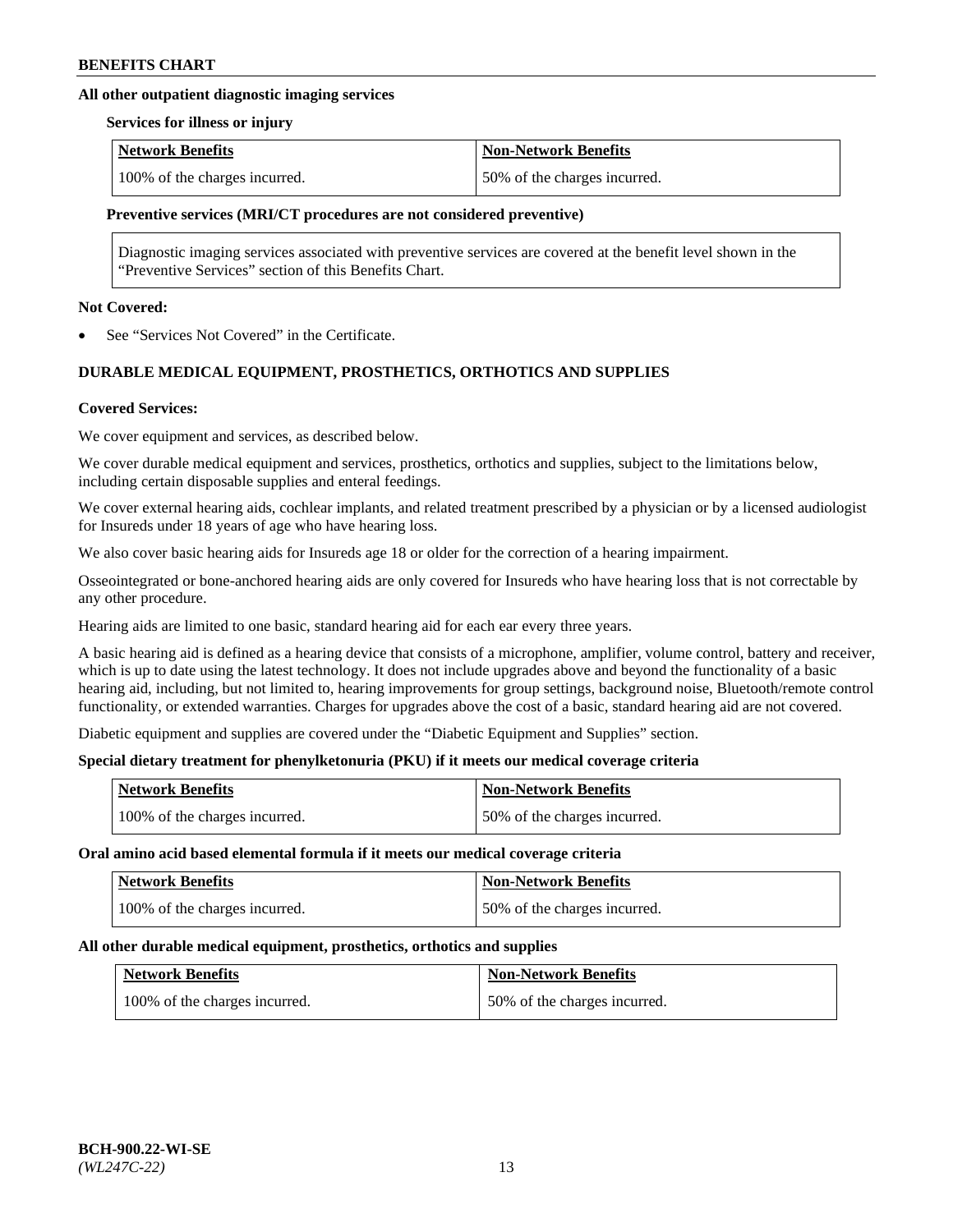#### All other outpatient diagnostic imaging services

**Services for illness or injury**

| Network Benefits | Non-Network Benefits |
|---|---|
| 100% of the charges incurred. | 50% of the charges incurred. |

**Preventive services (MRI/CT procedures are not considered preventive)**

Diagnostic imaging services associated with preventive services are covered at the benefit level shown in the "Preventive Services" section of this Benefits Chart.

**Not Covered:**

- See "Services Not Covered" in the Certificate.

### DURABLE MEDICAL EQUIPMENT, PROSTHETICS, ORTHOTICS AND SUPPLIES

**Covered Services:**

We cover equipment and services, as described below.

We cover durable medical equipment and services, prosthetics, orthotics and supplies, subject to the limitations below, including certain disposable supplies and enteral feedings.

We cover external hearing aids, cochlear implants, and related treatment prescribed by a physician or by a licensed audiologist for Insureds under 18 years of age who have hearing loss.

We also cover basic hearing aids for Insureds age 18 or older for the correction of a hearing impairment.

Osseointegrated or bone-anchored hearing aids are only covered for Insureds who have hearing loss that is not correctable by any other procedure.

Hearing aids are limited to one basic, standard hearing aid for each ear every three years.

A basic hearing aid is defined as a hearing device that consists of a microphone, amplifier, volume control, battery and receiver, which is up to date using the latest technology. It does not include upgrades above and beyond the functionality of a basic hearing aid, including, but not limited to, hearing improvements for group settings, background noise, Bluetooth/remote control functionality, or extended warranties. Charges for upgrades above the cost of a basic, standard hearing aid are not covered.

Diabetic equipment and supplies are covered under the "Diabetic Equipment and Supplies" section.

**Special dietary treatment for phenylketonuria (PKU) if it meets our medical coverage criteria**

| Network Benefits | Non-Network Benefits |
|---|---|
| 100% of the charges incurred. | 50% of the charges incurred. |

**Oral amino acid based elemental formula if it meets our medical coverage criteria**

| Network Benefits | Non-Network Benefits |
|---|---|
| 100% of the charges incurred. | 50% of the charges incurred. |

**All other durable medical equipment, prosthetics, orthotics and supplies**

| Network Benefits | Non-Network Benefits |
|---|---|
| 100% of the charges incurred. | 50% of the charges incurred. |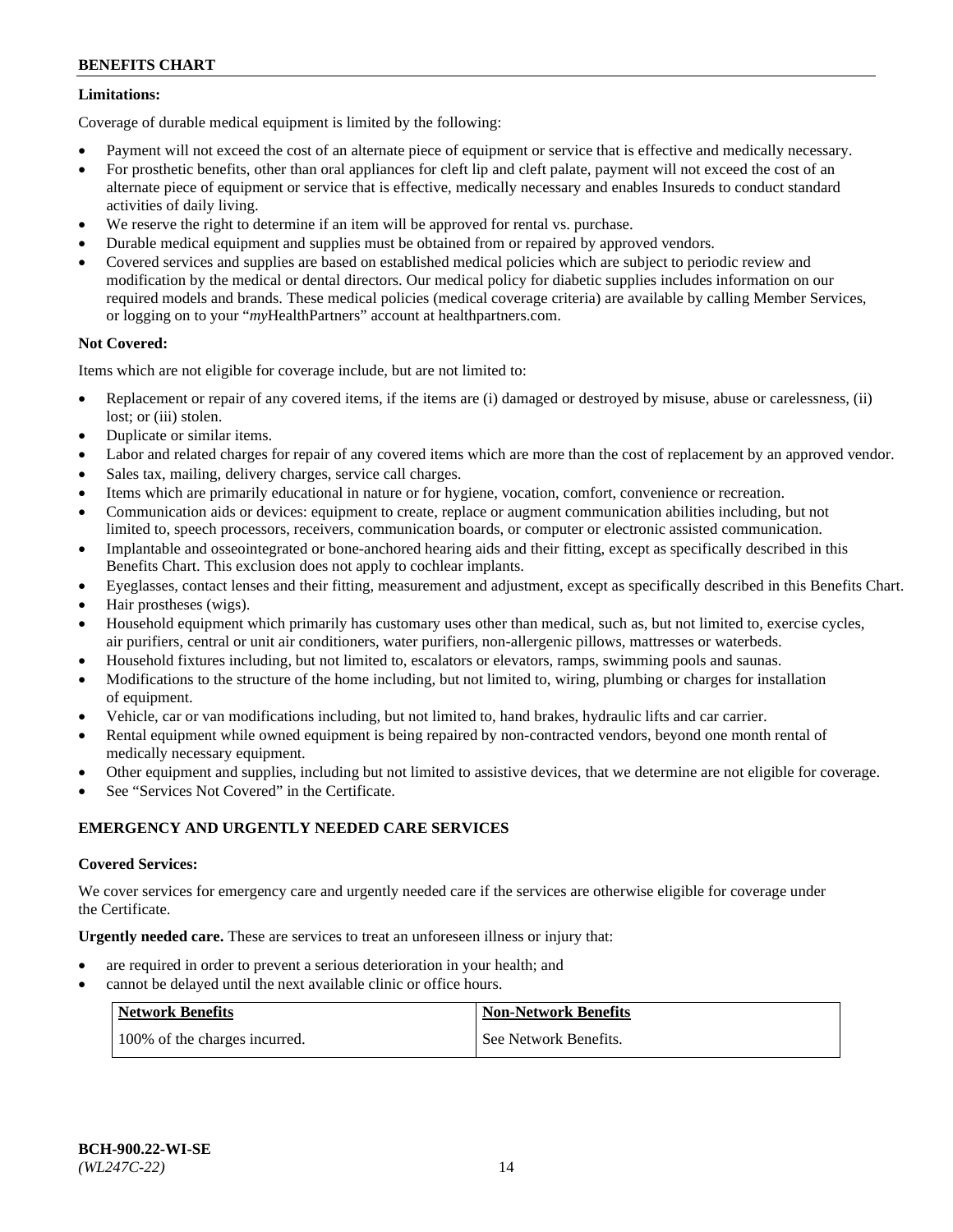**Limitations:**

Coverage of durable medical equipment is limited by the following:

- Payment will not exceed the cost of an alternate piece of equipment or service that is effective and medically necessary.
- For prosthetic benefits, other than oral appliances for cleft lip and cleft palate, payment will not exceed the cost of an alternate piece of equipment or service that is effective, medically necessary and enables Insureds to conduct standard activities of daily living.
- We reserve the right to determine if an item will be approved for rental vs. purchase.
- Durable medical equipment and supplies must be obtained from or repaired by approved vendors.
- Covered services and supplies are based on established medical policies which are subject to periodic review and modification by the medical or dental directors. Our medical policy for diabetic supplies includes information on our required models and brands. These medical policies (medical coverage criteria) are available by calling Member Services, or logging on to your "*my*HealthPartners" account at healthpartners.com.

**Not Covered:**

Items which are not eligible for coverage include, but are not limited to:

- Replacement or repair of any covered items, if the items are (i) damaged or destroyed by misuse, abuse or carelessness, (ii) lost; or (iii) stolen.
- Duplicate or similar items.
- Labor and related charges for repair of any covered items which are more than the cost of replacement by an approved vendor.
- Sales tax, mailing, delivery charges, service call charges.
- Items which are primarily educational in nature or for hygiene, vocation, comfort, convenience or recreation.
- Communication aids or devices: equipment to create, replace or augment communication abilities including, but not limited to, speech processors, receivers, communication boards, or computer or electronic assisted communication.
- Implantable and osseointegrated or bone-anchored hearing aids and their fitting, except as specifically described in this Benefits Chart. This exclusion does not apply to cochlear implants.
- Eyeglasses, contact lenses and their fitting, measurement and adjustment, except as specifically described in this Benefits Chart.
- Hair prostheses (wigs).
- Household equipment which primarily has customary uses other than medical, such as, but not limited to, exercise cycles, air purifiers, central or unit air conditioners, water purifiers, non-allergenic pillows, mattresses or waterbeds.
- Household fixtures including, but not limited to, escalators or elevators, ramps, swimming pools and saunas.
- Modifications to the structure of the home including, but not limited to, wiring, plumbing or charges for installation of equipment.
- Vehicle, car or van modifications including, but not limited to, hand brakes, hydraulic lifts and car carrier.
- Rental equipment while owned equipment is being repaired by non-contracted vendors, beyond one month rental of medically necessary equipment.
- Other equipment and supplies, including but not limited to assistive devices, that we determine are not eligible for coverage.
- See "Services Not Covered" in the Certificate.

**EMERGENCY AND URGENTLY NEEDED CARE SERVICES**

**Covered Services:**

We cover services for emergency care and urgently needed care if the services are otherwise eligible for coverage under the Certificate.

**Urgently needed care.** These are services to treat an unforeseen illness or injury that:

- are required in order to prevent a serious deterioration in your health; and
- cannot be delayed until the next available clinic or office hours.

| Network Benefits | Non-Network Benefits |
|---|---|
| 100% of the charges incurred. | See Network Benefits. |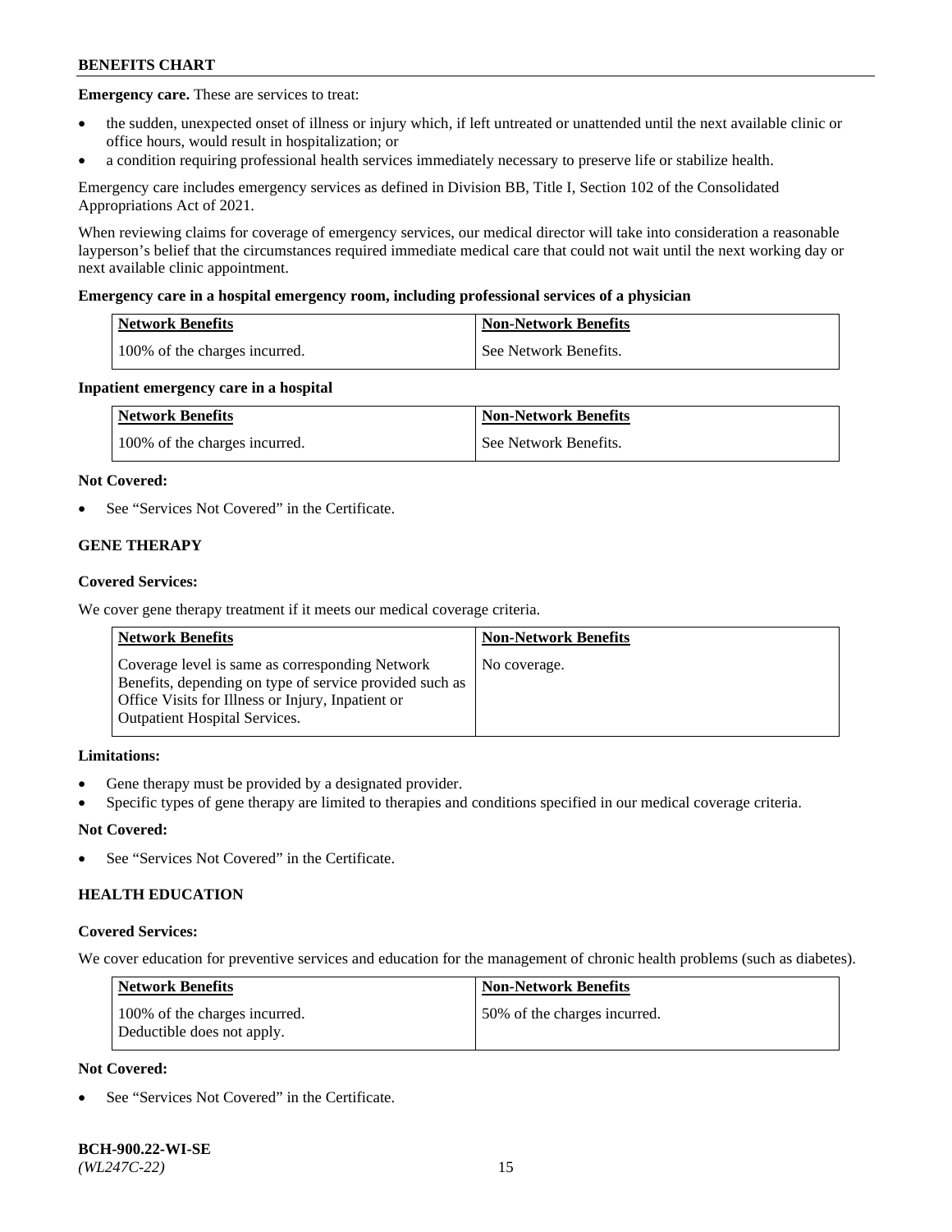**Emergency care.** These are services to treat:

- the sudden, unexpected onset of illness or injury which, if left untreated or unattended until the next available clinic or office hours, would result in hospitalization; or
- a condition requiring professional health services immediately necessary to preserve life or stabilize health.

Emergency care includes emergency services as defined in Division BB, Title I, Section 102 of the Consolidated Appropriations Act of 2021.

When reviewing claims for coverage of emergency services, our medical director will take into consideration a reasonable layperson's belief that the circumstances required immediate medical care that could not wait until the next working day or next available clinic appointment.

**Emergency care in a hospital emergency room, including professional services of a physician**

| Network Benefits | Non-Network Benefits |
|---|---|
| 100% of the charges incurred. | See Network Benefits. |

**Inpatient emergency care in a hospital**

| Network Benefits | Non-Network Benefits |
|---|---|
| 100% of the charges incurred. | See Network Benefits. |

**Not Covered:**

- See "Services Not Covered" in the Certificate.

### GENE THERAPY

**Covered Services:**

We cover gene therapy treatment if it meets our medical coverage criteria.

| Network Benefits | Non-Network Benefits |
|---|---|
| Coverage level is same as corresponding Network Benefits, depending on type of service provided such as Office Visits for Illness or Injury, Inpatient or Outpatient Hospital Services. | No coverage. |

**Limitations:**

- Gene therapy must be provided by a designated provider.
- Specific types of gene therapy are limited to therapies and conditions specified in our medical coverage criteria.

**Not Covered:**

- See "Services Not Covered" in the Certificate.

### HEALTH EDUCATION

**Covered Services:**

We cover education for preventive services and education for the management of chronic health problems (such as diabetes).

| Network Benefits | Non-Network Benefits |
|---|---|
| 100% of the charges incurred. Deductible does not apply. | 50% of the charges incurred. |

**Not Covered:**

- See "Services Not Covered" in the Certificate.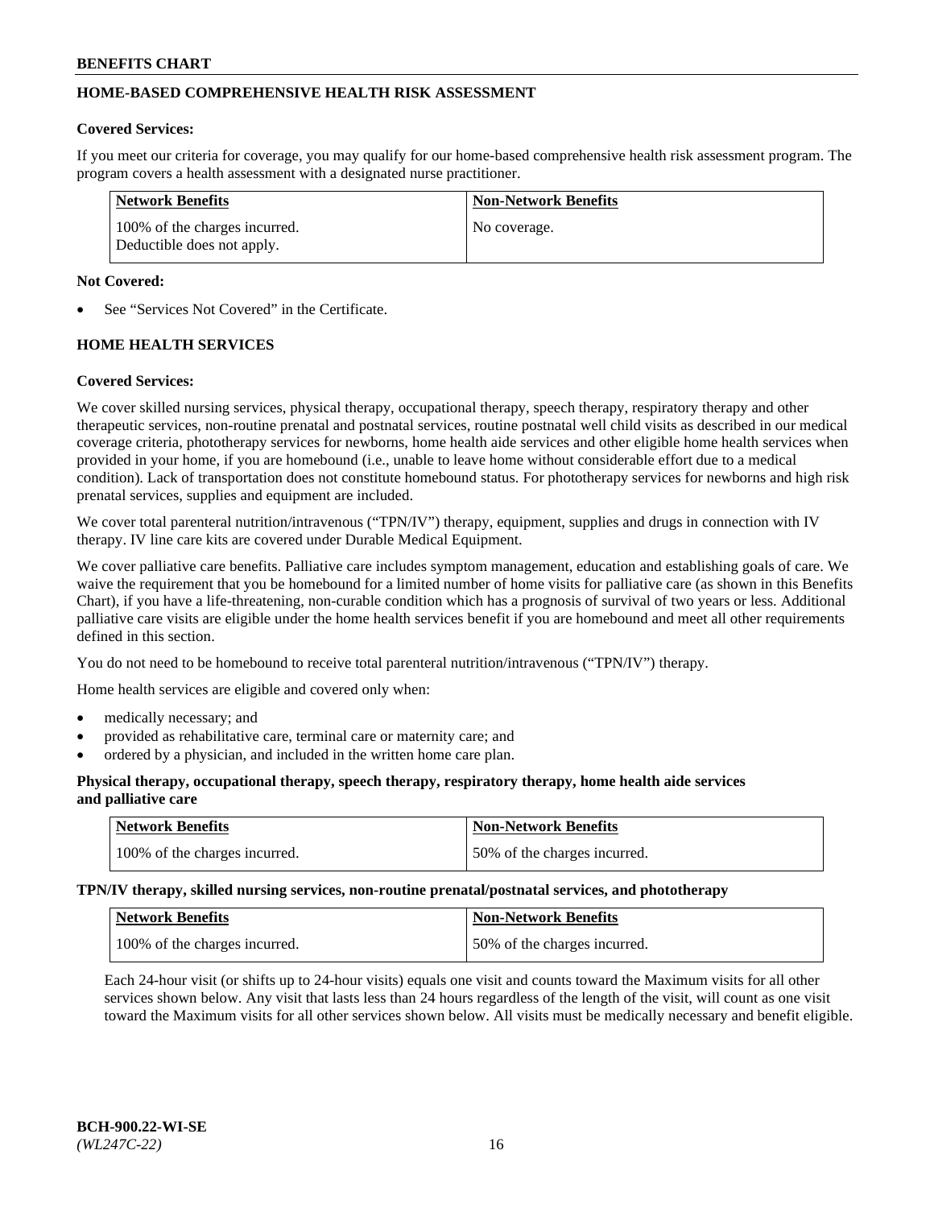## HOME-BASED COMPREHENSIVE HEALTH RISK ASSESSMENT

**Covered Services:**

If you meet our criteria for coverage, you may qualify for our home-based comprehensive health risk assessment program. The program covers a health assessment with a designated nurse practitioner.

| Network Benefits | Non-Network Benefits |
|---|---|
| 100% of the charges incurred. Deductible does not apply. | No coverage. |

**Not Covered:**

- See "Services Not Covered" in the Certificate.

## HOME HEALTH SERVICES

**Covered Services:**

We cover skilled nursing services, physical therapy, occupational therapy, speech therapy, respiratory therapy and other therapeutic services, non-routine prenatal and postnatal services, routine postnatal well child visits as described in our medical coverage criteria, phototherapy services for newborns, home health aide services and other eligible home health services when provided in your home, if you are homebound (i.e., unable to leave home without considerable effort due to a medical condition). Lack of transportation does not constitute homebound status. For phototherapy services for newborns and high risk prenatal services, supplies and equipment are included.

We cover total parenteral nutrition/intravenous ("TPN/IV") therapy, equipment, supplies and drugs in connection with IV therapy. IV line care kits are covered under Durable Medical Equipment.

We cover palliative care benefits. Palliative care includes symptom management, education and establishing goals of care. We waive the requirement that you be homebound for a limited number of home visits for palliative care (as shown in this Benefits Chart), if you have a life-threatening, non-curable condition which has a prognosis of survival of two years or less. Additional palliative care visits are eligible under the home health services benefit if you are homebound and meet all other requirements defined in this section.

You do not need to be homebound to receive total parenteral nutrition/intravenous ("TPN/IV") therapy.

Home health services are eligible and covered only when:

- medically necessary; and
- provided as rehabilitative care, terminal care or maternity care; and
- ordered by a physician, and included in the written home care plan.

**Physical therapy, occupational therapy, speech therapy, respiratory therapy, home health aide services and palliative care**

| Network Benefits | Non-Network Benefits |
|---|---|
| 100% of the charges incurred. | 50% of the charges incurred. |

**TPN/IV therapy, skilled nursing services, non-routine prenatal/postnatal services, and phototherapy**

| Network Benefits | Non-Network Benefits |
|---|---|
| 100% of the charges incurred. | 50% of the charges incurred. |

Each 24-hour visit (or shifts up to 24-hour visits) equals one visit and counts toward the Maximum visits for all other services shown below. Any visit that lasts less than 24 hours regardless of the length of the visit, will count as one visit toward the Maximum visits for all other services shown below. All visits must be medically necessary and benefit eligible.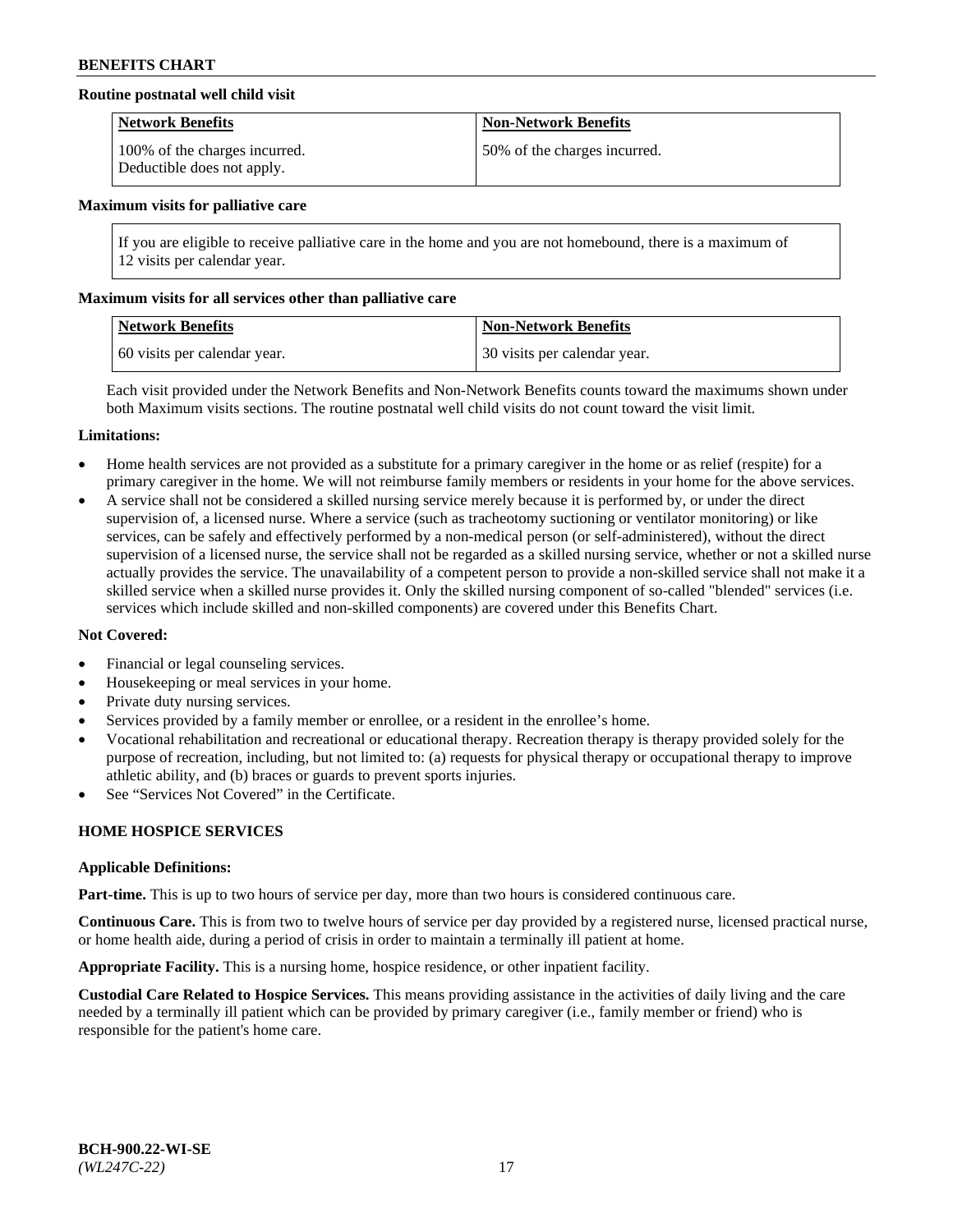**Routine postnatal well child visit**

| Network Benefits | Non-Network Benefits |
| --- | --- |
| 100% of the charges incurred. Deductible does not apply. | 50% of the charges incurred. |

**Maximum visits for palliative care**

| If you are eligible to receive palliative care in the home and you are not homebound, there is a maximum of 12 visits per calendar year. |
| --- |

**Maximum visits for all services other than palliative care**

| Network Benefits | Non-Network Benefits |
| --- | --- |
| 60 visits per calendar year. | 30 visits per calendar year. |

Each visit provided under the Network Benefits and Non-Network Benefits counts toward the maximums shown under both Maximum visits sections. The routine postnatal well child visits do not count toward the visit limit.

**Limitations:**

- Home health services are not provided as a substitute for a primary caregiver in the home or as relief (respite) for a primary caregiver in the home. We will not reimburse family members or residents in your home for the above services.
- A service shall not be considered a skilled nursing service merely because it is performed by, or under the direct supervision of, a licensed nurse. Where a service (such as tracheotomy suctioning or ventilator monitoring) or like services, can be safely and effectively performed by a non-medical person (or self-administered), without the direct supervision of a licensed nurse, the service shall not be regarded as a skilled nursing service, whether or not a skilled nurse actually provides the service. The unavailability of a competent person to provide a non-skilled service shall not make it a skilled service when a skilled nurse provides it. Only the skilled nursing component of so-called "blended" services (i.e. services which include skilled and non-skilled components) are covered under this Benefits Chart.

**Not Covered:**

- Financial or legal counseling services.
- Housekeeping or meal services in your home.
- Private duty nursing services.
- Services provided by a family member or enrollee, or a resident in the enrollee's home.
- Vocational rehabilitation and recreational or educational therapy. Recreation therapy is therapy provided solely for the purpose of recreation, including, but not limited to: (a) requests for physical therapy or occupational therapy to improve athletic ability, and (b) braces or guards to prevent sports injuries.
- See "Services Not Covered" in the Certificate.

## HOME HOSPICE SERVICES

**Applicable Definitions:**

**Part-time.** This is up to two hours of service per day, more than two hours is considered continuous care.

**Continuous Care.** This is from two to twelve hours of service per day provided by a registered nurse, licensed practical nurse, or home health aide, during a period of crisis in order to maintain a terminally ill patient at home.

**Appropriate Facility.** This is a nursing home, hospice residence, or other inpatient facility.

**Custodial Care Related to Hospice Services.** This means providing assistance in the activities of daily living and the care needed by a terminally ill patient which can be provided by primary caregiver (i.e., family member or friend) who is responsible for the patient's home care.

**BCH-900.22-WI-SE**
*(WL247C-22)*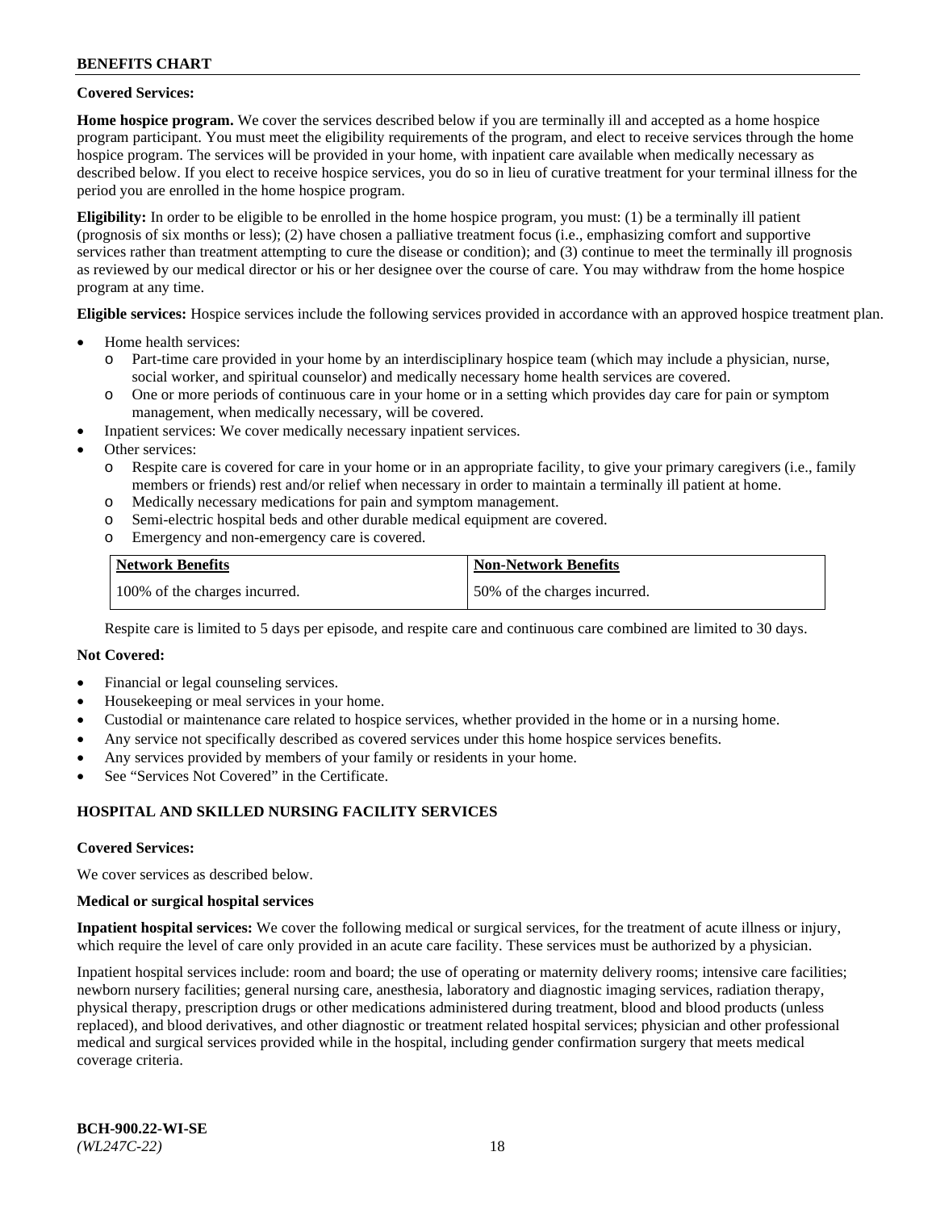**Covered Services:**

**Home hospice program.** We cover the services described below if you are terminally ill and accepted as a home hospice program participant. You must meet the eligibility requirements of the program, and elect to receive services through the home hospice program. The services will be provided in your home, with inpatient care available when medically necessary as described below. If you elect to receive hospice services, you do so in lieu of curative treatment for your terminal illness for the period you are enrolled in the home hospice program.

**Eligibility:** In order to be eligible to be enrolled in the home hospice program, you must: (1) be a terminally ill patient (prognosis of six months or less); (2) have chosen a palliative treatment focus (i.e., emphasizing comfort and supportive services rather than treatment attempting to cure the disease or condition); and (3) continue to meet the terminally ill prognosis as reviewed by our medical director or his or her designee over the course of care. You may withdraw from the home hospice program at any time.

**Eligible services:** Hospice services include the following services provided in accordance with an approved hospice treatment plan.

- Home health services:
  - Part-time care provided in your home by an interdisciplinary hospice team (which may include a physician, nurse, social worker, and spiritual counselor) and medically necessary home health services are covered.
  - One or more periods of continuous care in your home or in a setting which provides day care for pain or symptom management, when medically necessary, will be covered.
- Inpatient services: We cover medically necessary inpatient services.
- Other services:
  - Respite care is covered for care in your home or in an appropriate facility, to give your primary caregivers (i.e., family members or friends) rest and/or relief when necessary in order to maintain a terminally ill patient at home.
  - Medically necessary medications for pain and symptom management.
  - Semi-electric hospital beds and other durable medical equipment are covered.
  - Emergency and non-emergency care is covered.

| Network Benefits | Non-Network Benefits |
|---|---|
| 100% of the charges incurred. | 50% of the charges incurred. |

Respite care is limited to 5 days per episode, and respite care and continuous care combined are limited to 30 days.

**Not Covered:**

- Financial or legal counseling services.
- Housekeeping or meal services in your home.
- Custodial or maintenance care related to hospice services, whether provided in the home or in a nursing home.
- Any service not specifically described as covered services under this home hospice services benefits.
- Any services provided by members of your family or residents in your home.
- See "Services Not Covered" in the Certificate.

## HOSPITAL AND SKILLED NURSING FACILITY SERVICES

**Covered Services:**

We cover services as described below.

**Medical or surgical hospital services**

**Inpatient hospital services:** We cover the following medical or surgical services, for the treatment of acute illness or injury, which require the level of care only provided in an acute care facility. These services must be authorized by a physician.

Inpatient hospital services include: room and board; the use of operating or maternity delivery rooms; intensive care facilities; newborn nursery facilities; general nursing care, anesthesia, laboratory and diagnostic imaging services, radiation therapy, physical therapy, prescription drugs or other medications administered during treatment, blood and blood products (unless replaced), and blood derivatives, and other diagnostic or treatment related hospital services; physician and other professional medical and surgical services provided while in the hospital, including gender confirmation surgery that meets medical coverage criteria.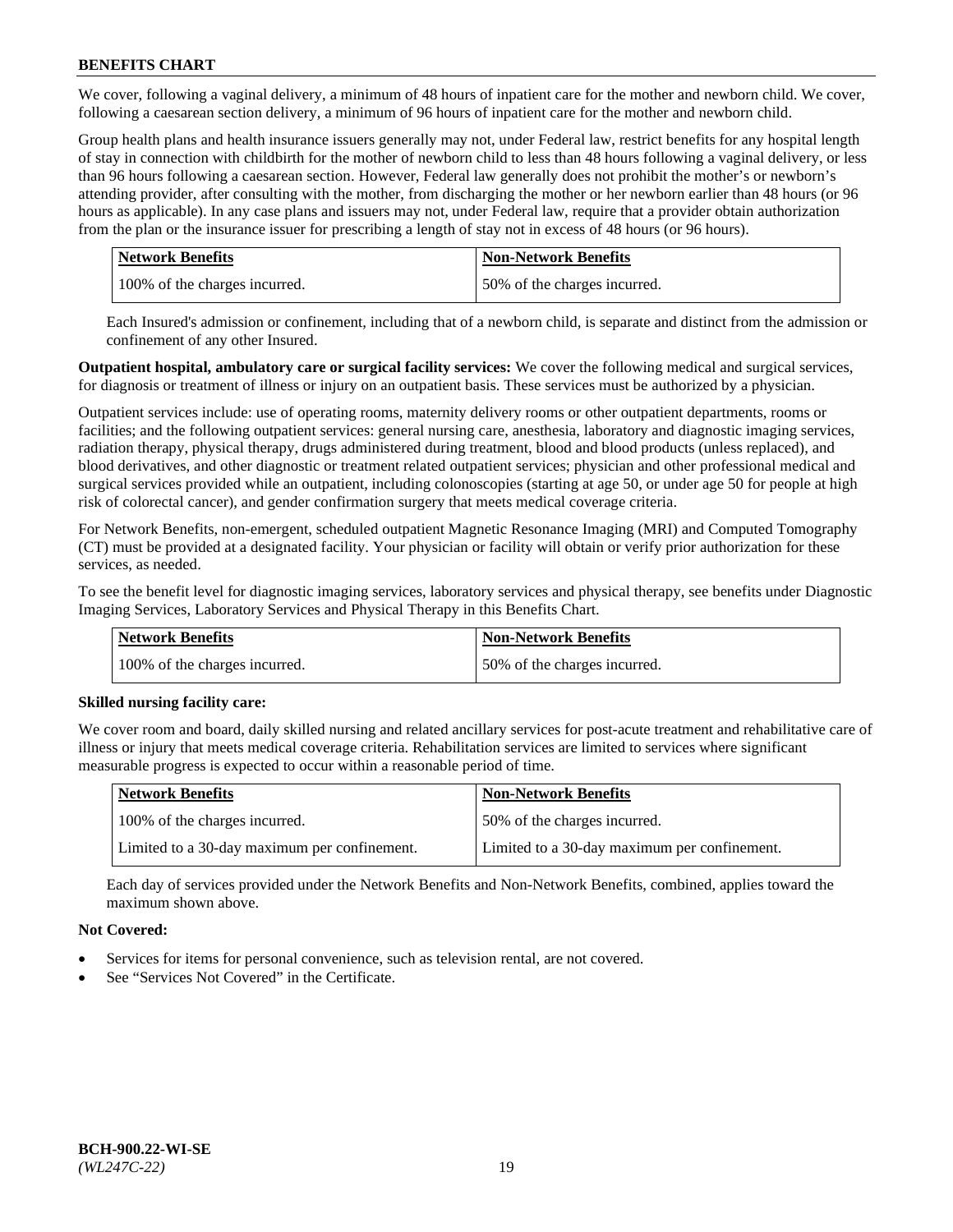We cover, following a vaginal delivery, a minimum of 48 hours of inpatient care for the mother and newborn child. We cover, following a caesarean section delivery, a minimum of 96 hours of inpatient care for the mother and newborn child.

Group health plans and health insurance issuers generally may not, under Federal law, restrict benefits for any hospital length of stay in connection with childbirth for the mother of newborn child to less than 48 hours following a vaginal delivery, or less than 96 hours following a caesarean section. However, Federal law generally does not prohibit the mother's or newborn's attending provider, after consulting with the mother, from discharging the mother or her newborn earlier than 48 hours (or 96 hours as applicable). In any case plans and issuers may not, under Federal law, require that a provider obtain authorization from the plan or the insurance issuer for prescribing a length of stay not in excess of 48 hours (or 96 hours).

| Network Benefits | Non-Network Benefits |
|---|---|
| 100% of the charges incurred. | 50% of the charges incurred. |

Each Insured's admission or confinement, including that of a newborn child, is separate and distinct from the admission or confinement of any other Insured.

**Outpatient hospital, ambulatory care or surgical facility services:** We cover the following medical and surgical services, for diagnosis or treatment of illness or injury on an outpatient basis. These services must be authorized by a physician.

Outpatient services include: use of operating rooms, maternity delivery rooms or other outpatient departments, rooms or facilities; and the following outpatient services: general nursing care, anesthesia, laboratory and diagnostic imaging services, radiation therapy, physical therapy, drugs administered during treatment, blood and blood products (unless replaced), and blood derivatives, and other diagnostic or treatment related outpatient services; physician and other professional medical and surgical services provided while an outpatient, including colonoscopies (starting at age 50, or under age 50 for people at high risk of colorectal cancer), and gender confirmation surgery that meets medical coverage criteria.

For Network Benefits, non-emergent, scheduled outpatient Magnetic Resonance Imaging (MRI) and Computed Tomography (CT) must be provided at a designated facility. Your physician or facility will obtain or verify prior authorization for these services, as needed.

To see the benefit level for diagnostic imaging services, laboratory services and physical therapy, see benefits under Diagnostic Imaging Services, Laboratory Services and Physical Therapy in this Benefits Chart.

| Network Benefits | Non-Network Benefits |
|---|---|
| 100% of the charges incurred. | 50% of the charges incurred. |

**Skilled nursing facility care:**

We cover room and board, daily skilled nursing and related ancillary services for post-acute treatment and rehabilitative care of illness or injury that meets medical coverage criteria. Rehabilitation services are limited to services where significant measurable progress is expected to occur within a reasonable period of time.

| Network Benefits | Non-Network Benefits |
|---|---|
| 100% of the charges incurred. | 50% of the charges incurred. |
| Limited to a 30-day maximum per confinement. | Limited to a 30-day maximum per confinement. |

Each day of services provided under the Network Benefits and Non-Network Benefits, combined, applies toward the maximum shown above.

**Not Covered:**

- Services for items for personal convenience, such as television rental, are not covered.
- See "Services Not Covered" in the Certificate.

**BCH-900.22-WI-SE**
*(WL247C-22)*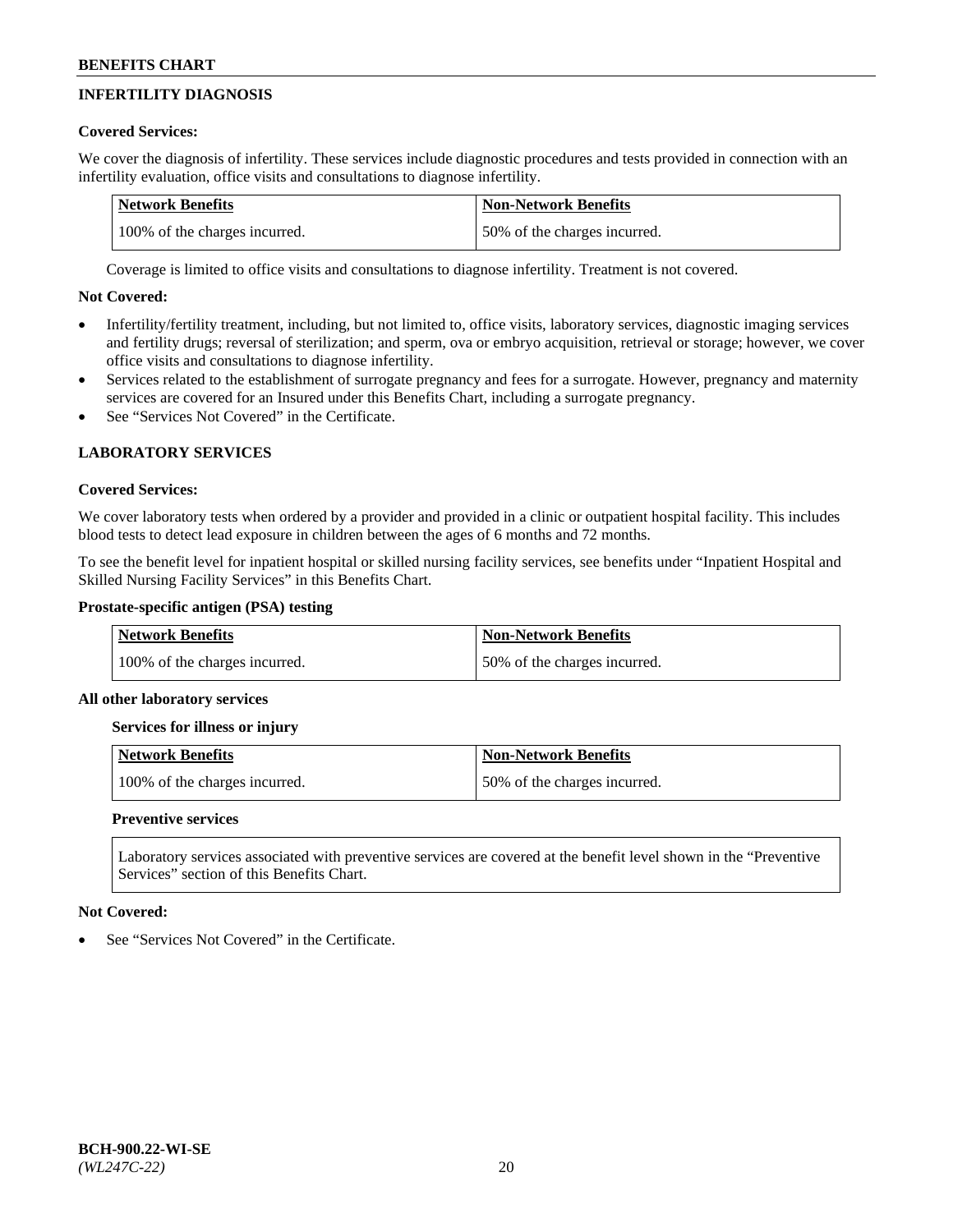## INFERTILITY DIAGNOSIS

**Covered Services:**

We cover the diagnosis of infertility. These services include diagnostic procedures and tests provided in connection with an infertility evaluation, office visits and consultations to diagnose infertility.

| Network Benefits | Non-Network Benefits |
|---|---|
| 100% of the charges incurred. | 50% of the charges incurred. |

Coverage is limited to office visits and consultations to diagnose infertility. Treatment is not covered.

**Not Covered:**

- Infertility/fertility treatment, including, but not limited to, office visits, laboratory services, diagnostic imaging services and fertility drugs; reversal of sterilization; and sperm, ova or embryo acquisition, retrieval or storage; however, we cover office visits and consultations to diagnose infertility.
- Services related to the establishment of surrogate pregnancy and fees for a surrogate. However, pregnancy and maternity services are covered for an Insured under this Benefits Chart, including a surrogate pregnancy.
- See "Services Not Covered" in the Certificate.

## LABORATORY SERVICES

**Covered Services:**

We cover laboratory tests when ordered by a provider and provided in a clinic or outpatient hospital facility. This includes blood tests to detect lead exposure in children between the ages of 6 months and 72 months.

To see the benefit level for inpatient hospital or skilled nursing facility services, see benefits under "Inpatient Hospital and Skilled Nursing Facility Services" in this Benefits Chart.

**Prostate-specific antigen (PSA) testing**

| Network Benefits | Non-Network Benefits |
|---|---|
| 100% of the charges incurred. | 50% of the charges incurred. |

**All other laboratory services**

**Services for illness or injury**

| Network Benefits | Non-Network Benefits |
|---|---|
| 100% of the charges incurred. | 50% of the charges incurred. |

**Preventive services**

Laboratory services associated with preventive services are covered at the benefit level shown in the "Preventive Services" section of this Benefits Chart.

**Not Covered:**

- See "Services Not Covered" in the Certificate.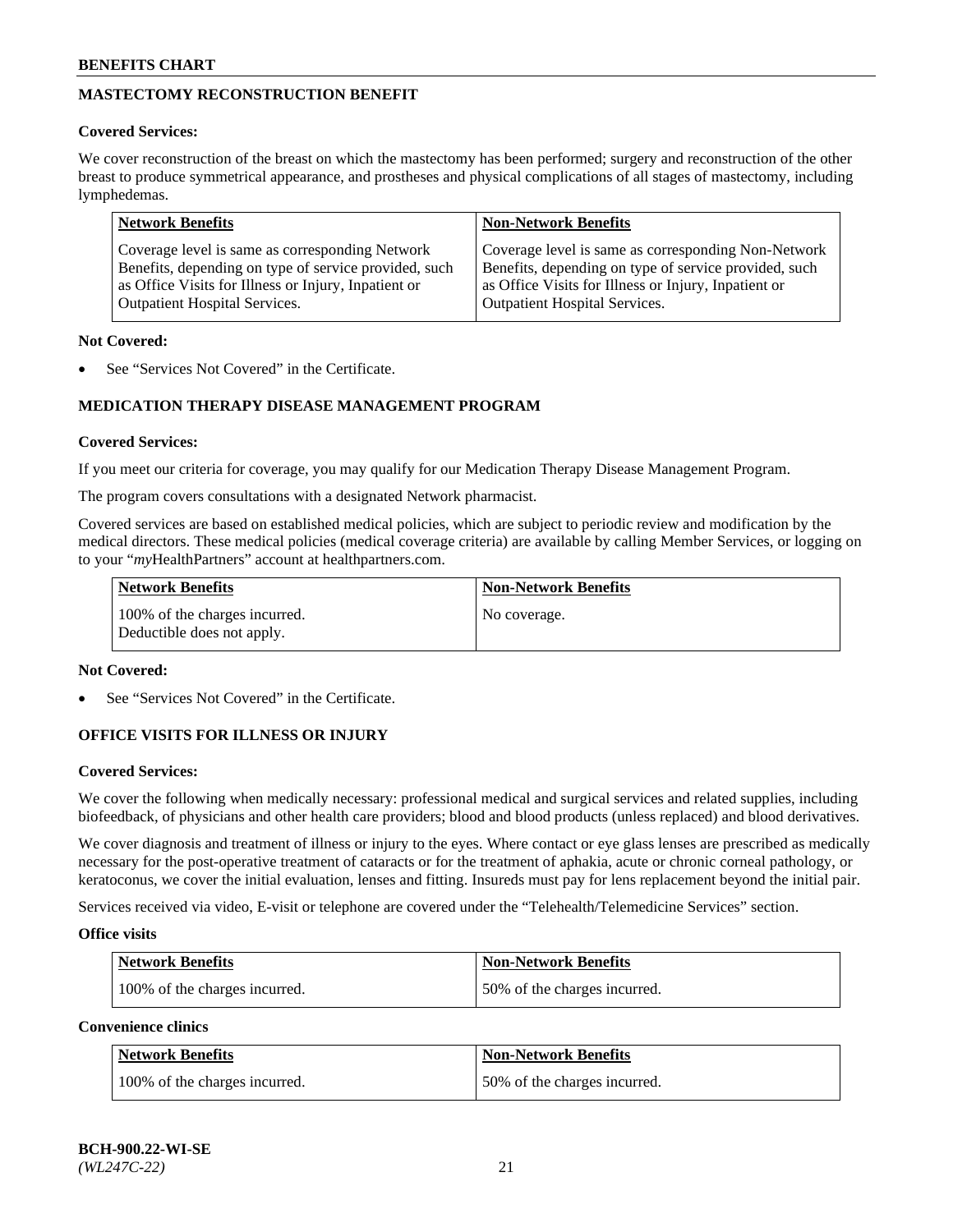## MASTECTOMY RECONSTRUCTION BENEFIT

**Covered Services:**

We cover reconstruction of the breast on which the mastectomy has been performed; surgery and reconstruction of the other breast to produce symmetrical appearance, and prostheses and physical complications of all stages of mastectomy, including lymphedemas.

| Network Benefits | Non-Network Benefits |
|---|---|
| Coverage level is same as corresponding Network Benefits, depending on type of service provided, such as Office Visits for Illness or Injury, Inpatient or Outpatient Hospital Services. | Coverage level is same as corresponding Non-Network Benefits, depending on type of service provided, such as Office Visits for Illness or Injury, Inpatient or Outpatient Hospital Services. |

**Not Covered:**

- See "Services Not Covered" in the Certificate.

## MEDICATION THERAPY DISEASE MANAGEMENT PROGRAM

**Covered Services:**

If you meet our criteria for coverage, you may qualify for our Medication Therapy Disease Management Program.

The program covers consultations with a designated Network pharmacist.

Covered services are based on established medical policies, which are subject to periodic review and modification by the medical directors. These medical policies (medical coverage criteria) are available by calling Member Services, or logging on to your "*my*HealthPartners" account at healthpartners.com.

| Network Benefits | Non-Network Benefits |
|---|---|
| 100% of the charges incurred. Deductible does not apply. | No coverage. |

**Not Covered:**

- See "Services Not Covered" in the Certificate.

## OFFICE VISITS FOR ILLNESS OR INJURY

**Covered Services:**

We cover the following when medically necessary: professional medical and surgical services and related supplies, including biofeedback, of physicians and other health care providers; blood and blood products (unless replaced) and blood derivatives.

We cover diagnosis and treatment of illness or injury to the eyes. Where contact or eye glass lenses are prescribed as medically necessary for the post-operative treatment of cataracts or for the treatment of aphakia, acute or chronic corneal pathology, or keratoconus, we cover the initial evaluation, lenses and fitting. Insureds must pay for lens replacement beyond the initial pair.

Services received via video, E-visit or telephone are covered under the "Telehealth/Telemedicine Services" section.

**Office visits**

| Network Benefits | Non-Network Benefits |
|---|---|
| 100% of the charges incurred. | 50% of the charges incurred. |

**Convenience clinics**

| Network Benefits | Non-Network Benefits |
|---|---|
| 100% of the charges incurred. | 50% of the charges incurred. |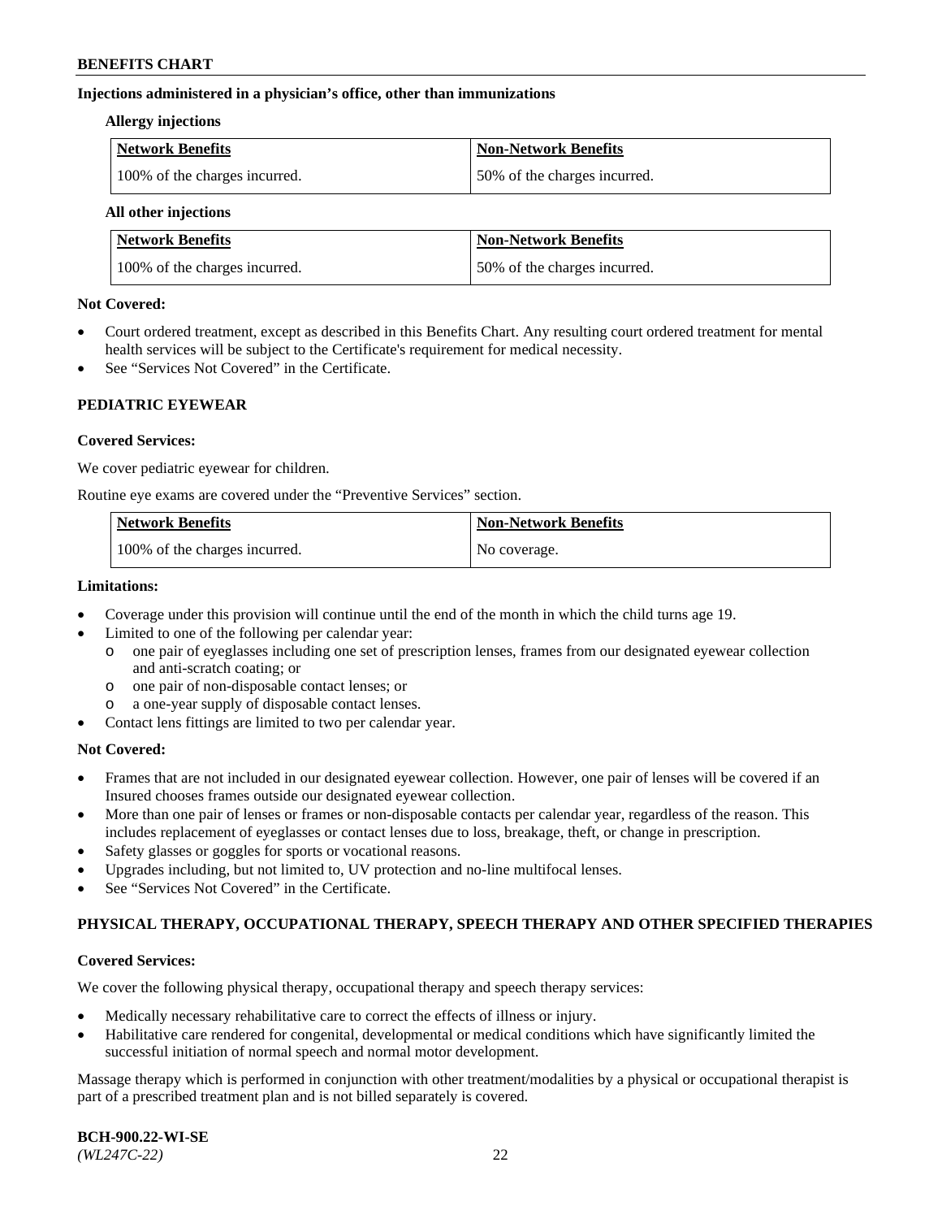**Injections administered in a physician's office, other than immunizations**

**Allergy injections**

| Network Benefits | Non-Network Benefits |
| --- | --- |
| 100% of the charges incurred. | 50% of the charges incurred. |

**All other injections**

| Network Benefits | Non-Network Benefits |
| --- | --- |
| 100% of the charges incurred. | 50% of the charges incurred. |

**Not Covered:**

- Court ordered treatment, except as described in this Benefits Chart. Any resulting court ordered treatment for mental health services will be subject to the Certificate's requirement for medical necessity.
- See "Services Not Covered" in the Certificate.

## PEDIATRIC EYEWEAR

**Covered Services:**

We cover pediatric eyewear for children.

Routine eye exams are covered under the "Preventive Services" section.

| Network Benefits | Non-Network Benefits |
| --- | --- |
| 100% of the charges incurred. | No coverage. |

**Limitations:**

- Coverage under this provision will continue until the end of the month in which the child turns age 19.
- Limited to one of the following per calendar year:
  - one pair of eyeglasses including one set of prescription lenses, frames from our designated eyewear collection and anti-scratch coating; or
  - one pair of non-disposable contact lenses; or
  - a one-year supply of disposable contact lenses.
- Contact lens fittings are limited to two per calendar year.

**Not Covered:**

- Frames that are not included in our designated eyewear collection. However, one pair of lenses will be covered if an Insured chooses frames outside our designated eyewear collection.
- More than one pair of lenses or frames or non-disposable contacts per calendar year, regardless of the reason. This includes replacement of eyeglasses or contact lenses due to loss, breakage, theft, or change in prescription.
- Safety glasses or goggles for sports or vocational reasons.
- Upgrades including, but not limited to, UV protection and no-line multifocal lenses.
- See "Services Not Covered" in the Certificate.

## PHYSICAL THERAPY, OCCUPATIONAL THERAPY, SPEECH THERAPY AND OTHER SPECIFIED THERAPIES

**Covered Services:**

We cover the following physical therapy, occupational therapy and speech therapy services:

- Medically necessary rehabilitative care to correct the effects of illness or injury.
- Habilitative care rendered for congenital, developmental or medical conditions which have significantly limited the successful initiation of normal speech and normal motor development.

Massage therapy which is performed in conjunction with other treatment/modalities by a physical or occupational therapist is part of a prescribed treatment plan and is not billed separately is covered.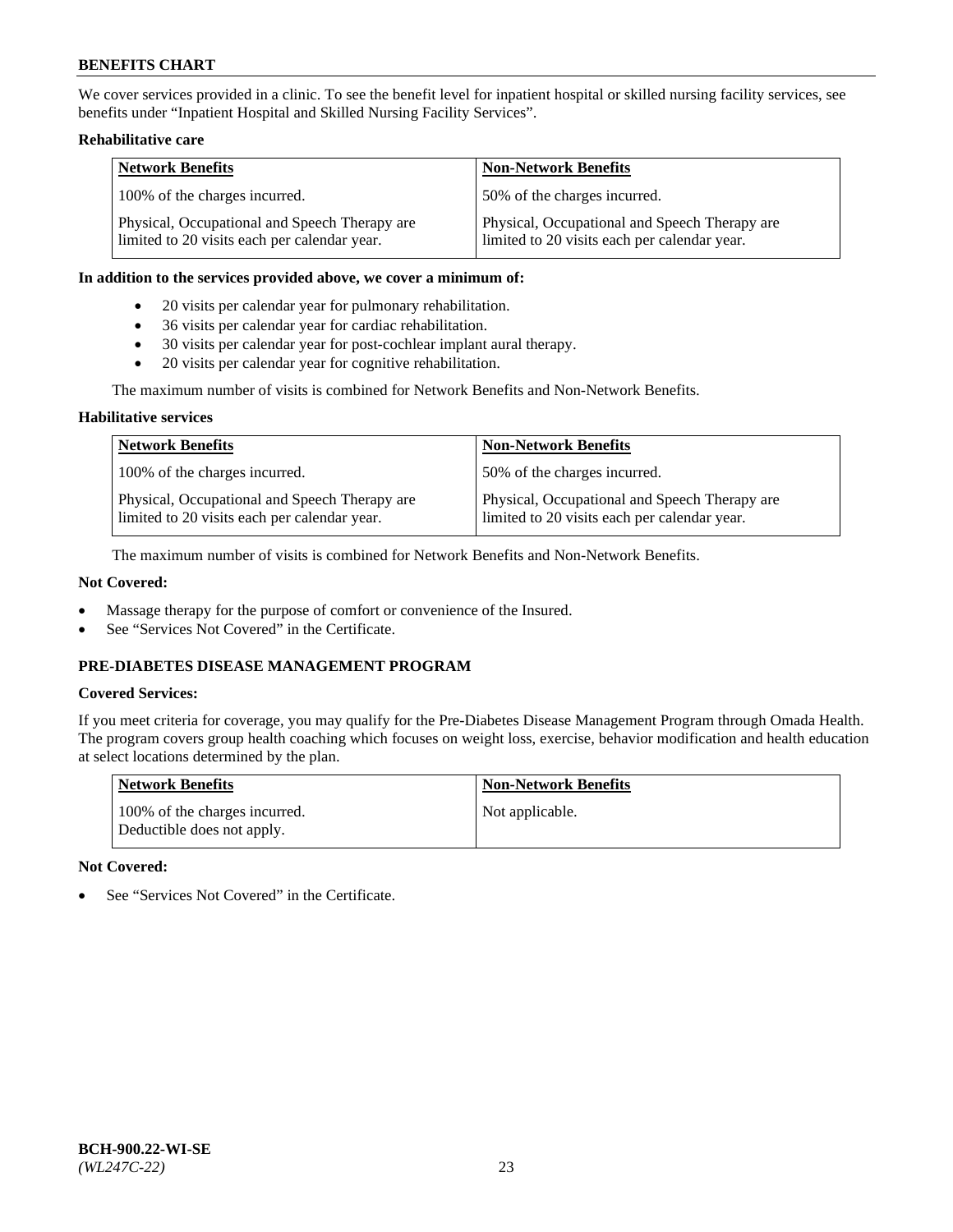We cover services provided in a clinic. To see the benefit level for inpatient hospital or skilled nursing facility services, see benefits under "Inpatient Hospital and Skilled Nursing Facility Services".

**Rehabilitative care**

| Network Benefits | Non-Network Benefits |
|---|---|
| 100% of the charges incurred. | 50% of the charges incurred. |
| Physical, Occupational and Speech Therapy are limited to 20 visits each per calendar year. | Physical, Occupational and Speech Therapy are limited to 20 visits each per calendar year. |

**In addition to the services provided above, we cover a minimum of:**

- 20 visits per calendar year for pulmonary rehabilitation.
- 36 visits per calendar year for cardiac rehabilitation.
- 30 visits per calendar year for post-cochlear implant aural therapy.
- 20 visits per calendar year for cognitive rehabilitation.

The maximum number of visits is combined for Network Benefits and Non-Network Benefits.

**Habilitative services**

| Network Benefits | Non-Network Benefits |
|---|---|
| 100% of the charges incurred. | 50% of the charges incurred. |
| Physical, Occupational and Speech Therapy are limited to 20 visits each per calendar year. | Physical, Occupational and Speech Therapy are limited to 20 visits each per calendar year. |

The maximum number of visits is combined for Network Benefits and Non-Network Benefits.

**Not Covered:**

- Massage therapy for the purpose of comfort or convenience of the Insured.
- See "Services Not Covered" in the Certificate.

## PRE-DIABETES DISEASE MANAGEMENT PROGRAM

**Covered Services:**

If you meet criteria for coverage, you may qualify for the Pre-Diabetes Disease Management Program through Omada Health. The program covers group health coaching which focuses on weight loss, exercise, behavior modification and health education at select locations determined by the plan.

| Network Benefits | Non-Network Benefits |
|---|---|
| 100% of the charges incurred. Deductible does not apply. | Not applicable. |

**Not Covered:**

- See "Services Not Covered" in the Certificate.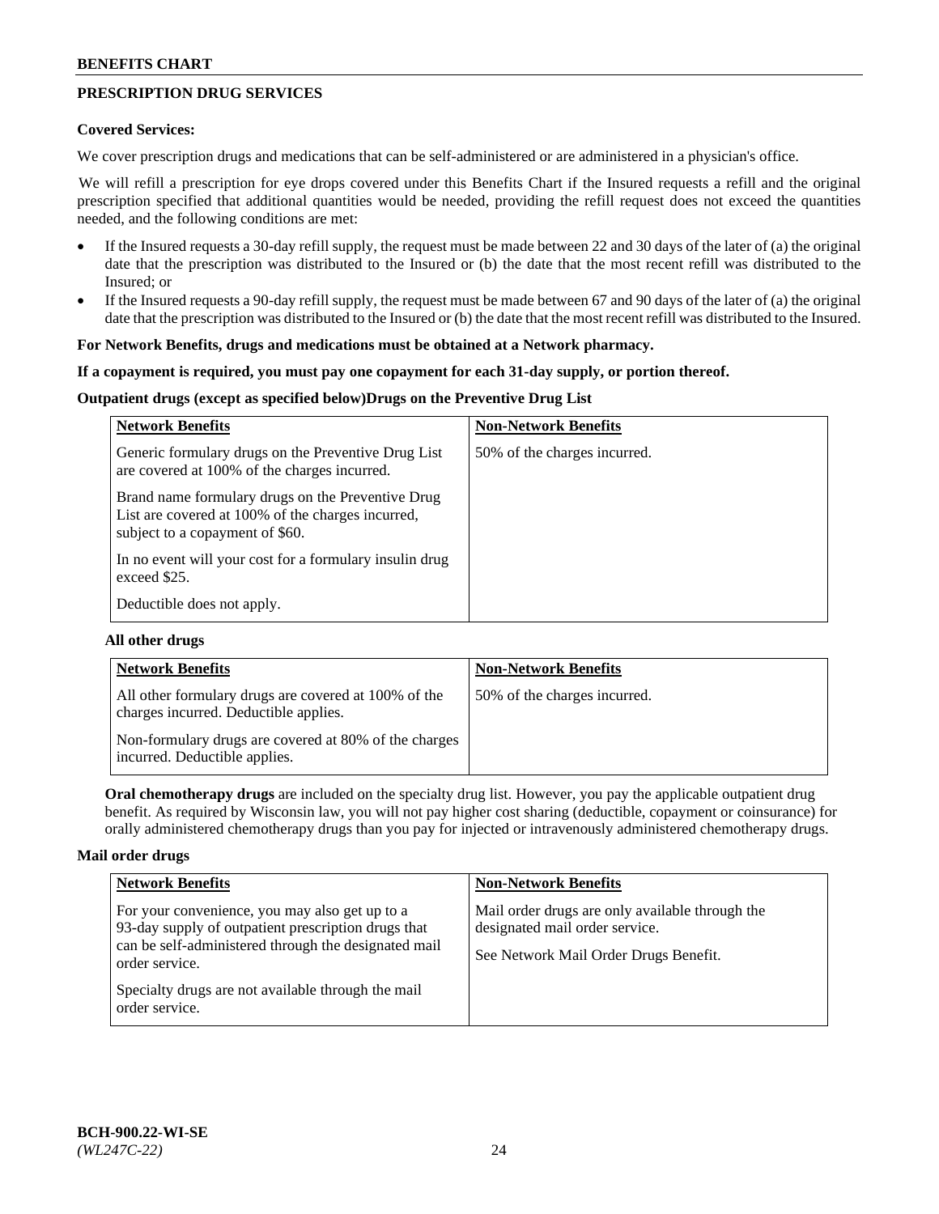## PRESCRIPTION DRUG SERVICES

**Covered Services:**

We cover prescription drugs and medications that can be self-administered or are administered in a physician's office.

We will refill a prescription for eye drops covered under this Benefits Chart if the Insured requests a refill and the original prescription specified that additional quantities would be needed, providing the refill request does not exceed the quantities needed, and the following conditions are met:

- If the Insured requests a 30-day refill supply, the request must be made between 22 and 30 days of the later of (a) the original date that the prescription was distributed to the Insured or (b) the date that the most recent refill was distributed to the Insured; or
- If the Insured requests a 90-day refill supply, the request must be made between 67 and 90 days of the later of (a) the original date that the prescription was distributed to the Insured or (b) the date that the most recent refill was distributed to the Insured.

**For Network Benefits, drugs and medications must be obtained at a Network pharmacy.**

**If a copayment is required, you must pay one copayment for each 31-day supply, or portion thereof.**

**Outpatient drugs (except as specified below)Drugs on the Preventive Drug List**

| Network Benefits | Non-Network Benefits |
|---|---|
| Generic formulary drugs on the Preventive Drug List are covered at 100% of the charges incurred.<br><br>Brand name formulary drugs on the Preventive Drug List are covered at 100% of the charges incurred, subject to a copayment of $60.<br><br>In no event will your cost for a formulary insulin drug exceed $25.<br><br>Deductible does not apply. | 50% of the charges incurred. |

**All other drugs**

| Network Benefits | Non-Network Benefits |
|---|---|
| All other formulary drugs are covered at 100% of the charges incurred. Deductible applies.<br><br>Non-formulary drugs are covered at 80% of the charges incurred. Deductible applies. | 50% of the charges incurred. |

**Oral chemotherapy drugs** are included on the specialty drug list. However, you pay the applicable outpatient drug benefit. As required by Wisconsin law, you will not pay higher cost sharing (deductible, copayment or coinsurance) for orally administered chemotherapy drugs than you pay for injected or intravenously administered chemotherapy drugs.

**Mail order drugs**

| Network Benefits | Non-Network Benefits |
|---|---|
| For your convenience, you may also get up to a 93-day supply of outpatient prescription drugs that can be self-administered through the designated mail order service.<br><br>Specialty drugs are not available through the mail order service. | Mail order drugs are only available through the designated mail order service.<br><br>See Network Mail Order Drugs Benefit. |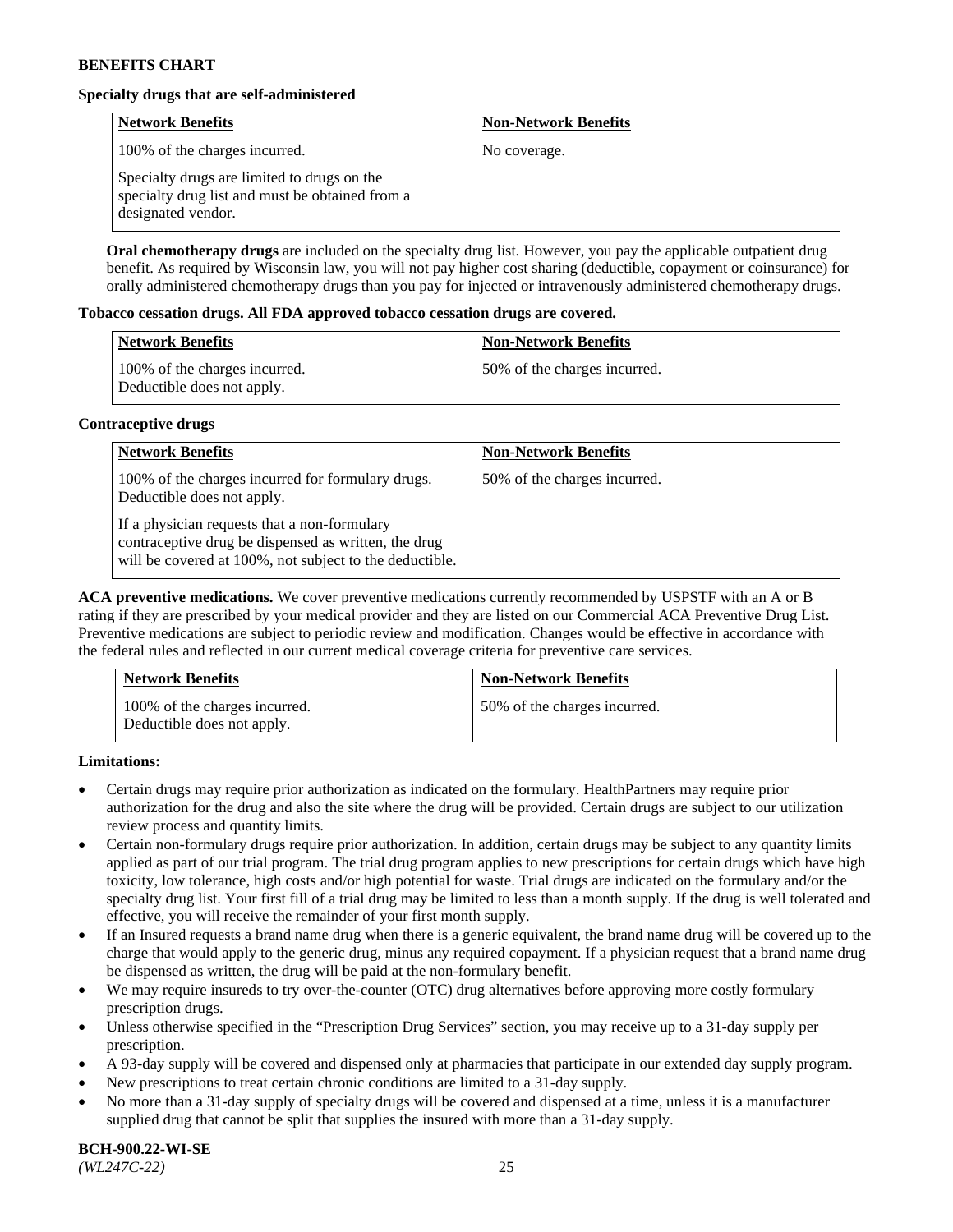**Specialty drugs that are self-administered**

| Network Benefits | Non-Network Benefits |
| --- | --- |
| 100% of the charges incurred.<br><br>Specialty drugs are limited to drugs on the specialty drug list and must be obtained from a designated vendor. | No coverage. |

**Oral chemotherapy drugs** are included on the specialty drug list. However, you pay the applicable outpatient drug benefit. As required by Wisconsin law, you will not pay higher cost sharing (deductible, copayment or coinsurance) for orally administered chemotherapy drugs than you pay for injected or intravenously administered chemotherapy drugs.

**Tobacco cessation drugs. All FDA approved tobacco cessation drugs are covered.**

| Network Benefits | Non-Network Benefits |
| --- | --- |
| 100% of the charges incurred.<br>Deductible does not apply. | 50% of the charges incurred. |

**Contraceptive drugs**

| Network Benefits | Non-Network Benefits |
| --- | --- |
| 100% of the charges incurred for formulary drugs.<br>Deductible does not apply.<br><br>If a physician requests that a non-formulary contraceptive drug be dispensed as written, the drug will be covered at 100%, not subject to the deductible. | 50% of the charges incurred. |

**ACA preventive medications.** We cover preventive medications currently recommended by USPSTF with an A or B rating if they are prescribed by your medical provider and they are listed on our Commercial ACA Preventive Drug List. Preventive medications are subject to periodic review and modification. Changes would be effective in accordance with the federal rules and reflected in our current medical coverage criteria for preventive care services.

| Network Benefits | Non-Network Benefits |
| --- | --- |
| 100% of the charges incurred.<br>Deductible does not apply. | 50% of the charges incurred. |

**Limitations:**

- Certain drugs may require prior authorization as indicated on the formulary. HealthPartners may require prior authorization for the drug and also the site where the drug will be provided. Certain drugs are subject to our utilization review process and quantity limits.
- Certain non-formulary drugs require prior authorization. In addition, certain drugs may be subject to any quantity limits applied as part of our trial program. The trial drug program applies to new prescriptions for certain drugs which have high toxicity, low tolerance, high costs and/or high potential for waste. Trial drugs are indicated on the formulary and/or the specialty drug list. Your first fill of a trial drug may be limited to less than a month supply. If the drug is well tolerated and effective, you will receive the remainder of your first month supply.
- If an Insured requests a brand name drug when there is a generic equivalent, the brand name drug will be covered up to the charge that would apply to the generic drug, minus any required copayment. If a physician request that a brand name drug be dispensed as written, the drug will be paid at the non-formulary benefit.
- We may require insureds to try over-the-counter (OTC) drug alternatives before approving more costly formulary prescription drugs.
- Unless otherwise specified in the "Prescription Drug Services" section, you may receive up to a 31-day supply per prescription.
- A 93-day supply will be covered and dispensed only at pharmacies that participate in our extended day supply program.
- New prescriptions to treat certain chronic conditions are limited to a 31-day supply.
- No more than a 31-day supply of specialty drugs will be covered and dispensed at a time, unless it is a manufacturer supplied drug that cannot be split that supplies the insured with more than a 31-day supply.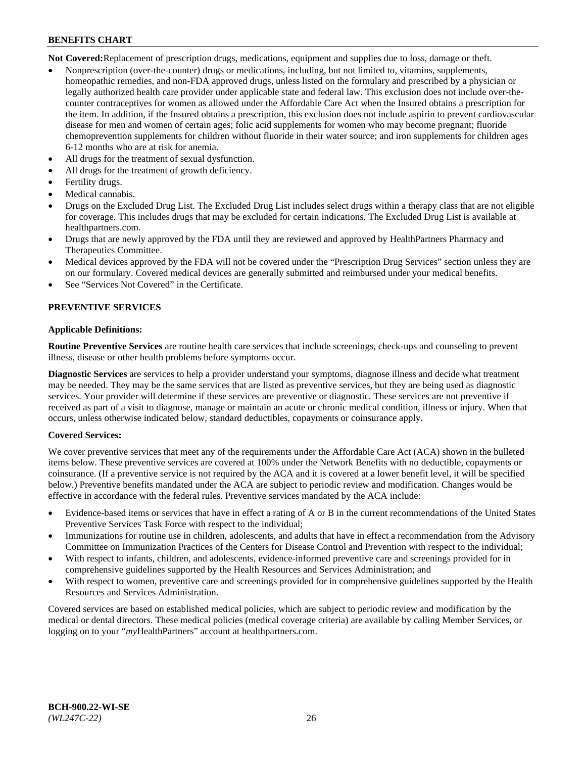**Not Covered:** Replacement of prescription drugs, medications, equipment and supplies due to loss, damage or theft.

- Nonprescription (over-the-counter) drugs or medications, including, but not limited to, vitamins, supplements, homeopathic remedies, and non-FDA approved drugs, unless listed on the formulary and prescribed by a physician or legally authorized health care provider under applicable state and federal law. This exclusion does not include over-the-counter contraceptives for women as allowed under the Affordable Care Act when the Insured obtains a prescription for the item. In addition, if the Insured obtains a prescription, this exclusion does not include aspirin to prevent cardiovascular disease for men and women of certain ages; folic acid supplements for women who may become pregnant; fluoride chemoprevention supplements for children without fluoride in their water source; and iron supplements for children ages 6-12 months who are at risk for anemia.
- All drugs for the treatment of sexual dysfunction.
- All drugs for the treatment of growth deficiency.
- Fertility drugs.
- Medical cannabis.
- Drugs on the Excluded Drug List. The Excluded Drug List includes select drugs within a therapy class that are not eligible for coverage. This includes drugs that may be excluded for certain indications. The Excluded Drug List is available at healthpartners.com.
- Drugs that are newly approved by the FDA until they are reviewed and approved by HealthPartners Pharmacy and Therapeutics Committee.
- Medical devices approved by the FDA will not be covered under the "Prescription Drug Services" section unless they are on our formulary. Covered medical devices are generally submitted and reimbursed under your medical benefits.
- See "Services Not Covered" in the Certificate.

## PREVENTIVE SERVICES

**Applicable Definitions:**

**Routine Preventive Services** are routine health care services that include screenings, check-ups and counseling to prevent illness, disease or other health problems before symptoms occur.

**Diagnostic Services** are services to help a provider understand your symptoms, diagnose illness and decide what treatment may be needed. They may be the same services that are listed as preventive services, but they are being used as diagnostic services. Your provider will determine if these services are preventive or diagnostic. These services are not preventive if received as part of a visit to diagnose, manage or maintain an acute or chronic medical condition, illness or injury. When that occurs, unless otherwise indicated below, standard deductibles, copayments or coinsurance apply.

**Covered Services:**

We cover preventive services that meet any of the requirements under the Affordable Care Act (ACA) shown in the bulleted items below. These preventive services are covered at 100% under the Network Benefits with no deductible, copayments or coinsurance. (If a preventive service is not required by the ACA and it is covered at a lower benefit level, it will be specified below.) Preventive benefits mandated under the ACA are subject to periodic review and modification. Changes would be effective in accordance with the federal rules. Preventive services mandated by the ACA include:

- Evidence-based items or services that have in effect a rating of A or B in the current recommendations of the United States Preventive Services Task Force with respect to the individual;
- Immunizations for routine use in children, adolescents, and adults that have in effect a recommendation from the Advisory Committee on Immunization Practices of the Centers for Disease Control and Prevention with respect to the individual;
- With respect to infants, children, and adolescents, evidence-informed preventive care and screenings provided for in comprehensive guidelines supported by the Health Resources and Services Administration; and
- With respect to women, preventive care and screenings provided for in comprehensive guidelines supported by the Health Resources and Services Administration.

Covered services are based on established medical policies, which are subject to periodic review and modification by the medical or dental directors. These medical policies (medical coverage criteria) are available by calling Member Services, or logging on to your "*my*HealthPartners" account at healthpartners.com.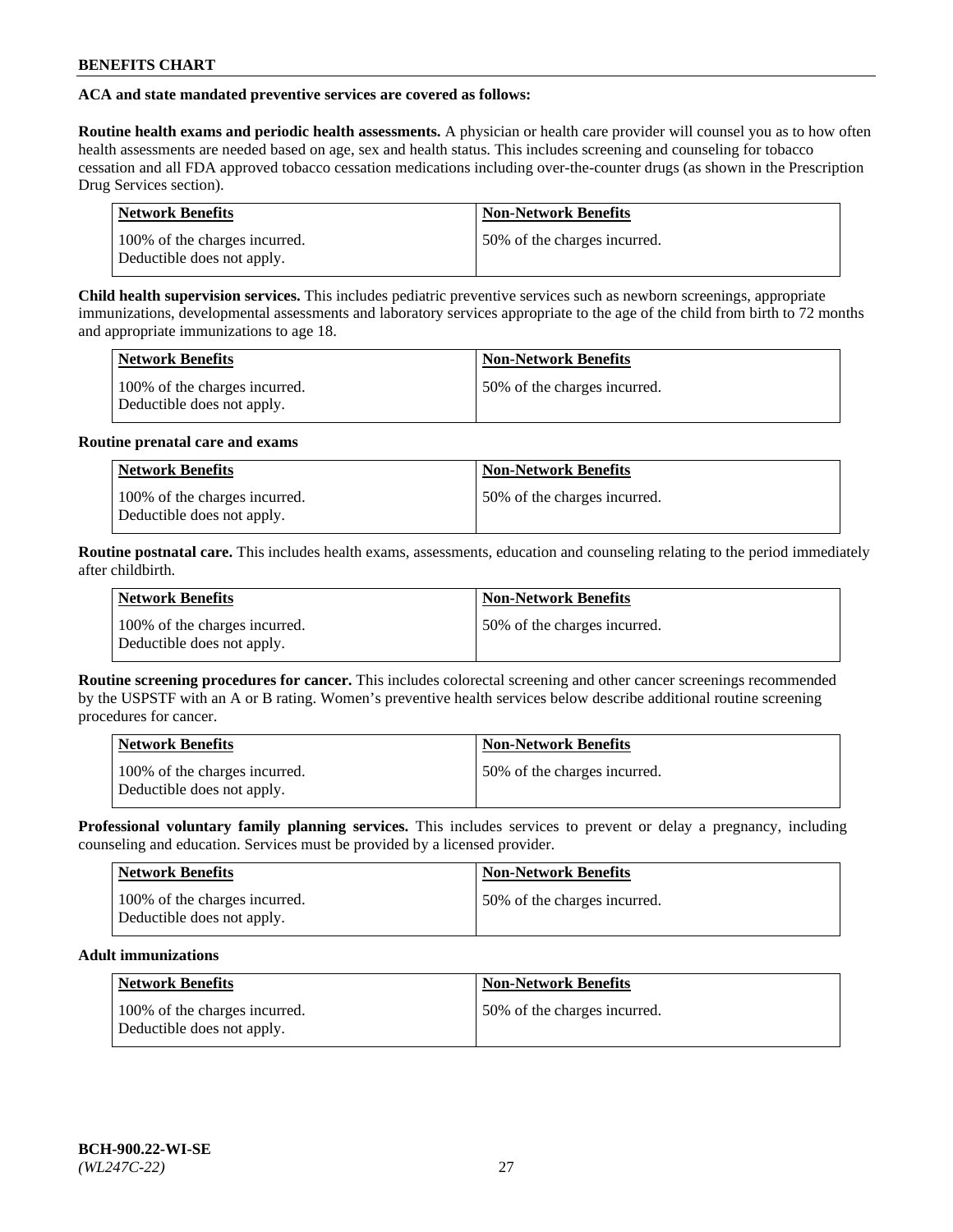**ACA and state mandated preventive services are covered as follows:**

**Routine health exams and periodic health assessments.** A physician or health care provider will counsel you as to how often health assessments are needed based on age, sex and health status. This includes screening and counseling for tobacco cessation and all FDA approved tobacco cessation medications including over-the-counter drugs (as shown in the Prescription Drug Services section).

| Network Benefits | Non-Network Benefits |
|---|---|
| 100% of the charges incurred. Deductible does not apply. | 50% of the charges incurred. |

**Child health supervision services.** This includes pediatric preventive services such as newborn screenings, appropriate immunizations, developmental assessments and laboratory services appropriate to the age of the child from birth to 72 months and appropriate immunizations to age 18.

| Network Benefits | Non-Network Benefits |
|---|---|
| 100% of the charges incurred. Deductible does not apply. | 50% of the charges incurred. |

**Routine prenatal care and exams**

| Network Benefits | Non-Network Benefits |
|---|---|
| 100% of the charges incurred. Deductible does not apply. | 50% of the charges incurred. |

**Routine postnatal care.** This includes health exams, assessments, education and counseling relating to the period immediately after childbirth.

| Network Benefits | Non-Network Benefits |
|---|---|
| 100% of the charges incurred. Deductible does not apply. | 50% of the charges incurred. |

**Routine screening procedures for cancer.** This includes colorectal screening and other cancer screenings recommended by the USPSTF with an A or B rating. Women's preventive health services below describe additional routine screening procedures for cancer.

| Network Benefits | Non-Network Benefits |
|---|---|
| 100% of the charges incurred. Deductible does not apply. | 50% of the charges incurred. |

**Professional voluntary family planning services.** This includes services to prevent or delay a pregnancy, including counseling and education. Services must be provided by a licensed provider.

| Network Benefits | Non-Network Benefits |
|---|---|
| 100% of the charges incurred. Deductible does not apply. | 50% of the charges incurred. |

**Adult immunizations**

| Network Benefits | Non-Network Benefits |
|---|---|
| 100% of the charges incurred. Deductible does not apply. | 50% of the charges incurred. |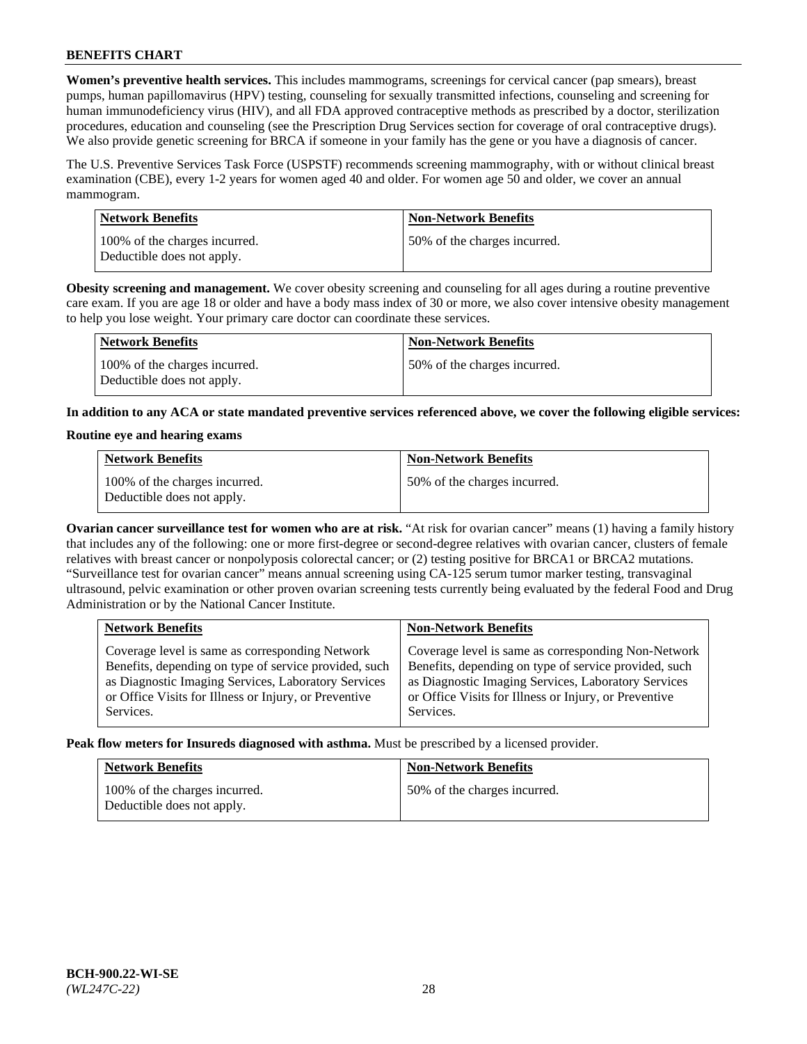**Women's preventive health services.** This includes mammograms, screenings for cervical cancer (pap smears), breast pumps, human papillomavirus (HPV) testing, counseling for sexually transmitted infections, counseling and screening for human immunodeficiency virus (HIV), and all FDA approved contraceptive methods as prescribed by a doctor, sterilization procedures, education and counseling (see the Prescription Drug Services section for coverage of oral contraceptive drugs). We also provide genetic screening for BRCA if someone in your family has the gene or you have a diagnosis of cancer.

The U.S. Preventive Services Task Force (USPSTF) recommends screening mammography, with or without clinical breast examination (CBE), every 1-2 years for women aged 40 and older. For women age 50 and older, we cover an annual mammogram.

| Network Benefits | Non-Network Benefits |
| --- | --- |
| 100% of the charges incurred. Deductible does not apply. | 50% of the charges incurred. |

**Obesity screening and management.** We cover obesity screening and counseling for all ages during a routine preventive care exam. If you are age 18 or older and have a body mass index of 30 or more, we also cover intensive obesity management to help you lose weight. Your primary care doctor can coordinate these services.

| Network Benefits | Non-Network Benefits |
| --- | --- |
| 100% of the charges incurred. Deductible does not apply. | 50% of the charges incurred. |

**In addition to any ACA or state mandated preventive services referenced above, we cover the following eligible services:**

**Routine eye and hearing exams**

| Network Benefits | Non-Network Benefits |
| --- | --- |
| 100% of the charges incurred. Deductible does not apply. | 50% of the charges incurred. |

**Ovarian cancer surveillance test for women who are at risk.** "At risk for ovarian cancer" means (1) having a family history that includes any of the following: one or more first-degree or second-degree relatives with ovarian cancer, clusters of female relatives with breast cancer or nonpolyposis colorectal cancer; or (2) testing positive for BRCA1 or BRCA2 mutations. "Surveillance test for ovarian cancer" means annual screening using CA-125 serum tumor marker testing, transvaginal ultrasound, pelvic examination or other proven ovarian screening tests currently being evaluated by the federal Food and Drug Administration or by the National Cancer Institute.

| Network Benefits | Non-Network Benefits |
| --- | --- |
| Coverage level is same as corresponding Network Benefits, depending on type of service provided, such as Diagnostic Imaging Services, Laboratory Services or Office Visits for Illness or Injury, or Preventive Services. | Coverage level is same as corresponding Non-Network Benefits, depending on type of service provided, such as Diagnostic Imaging Services, Laboratory Services or Office Visits for Illness or Injury, or Preventive Services. |

**Peak flow meters for Insureds diagnosed with asthma.** Must be prescribed by a licensed provider.

| Network Benefits | Non-Network Benefits |
| --- | --- |
| 100% of the charges incurred. Deductible does not apply. | 50% of the charges incurred. |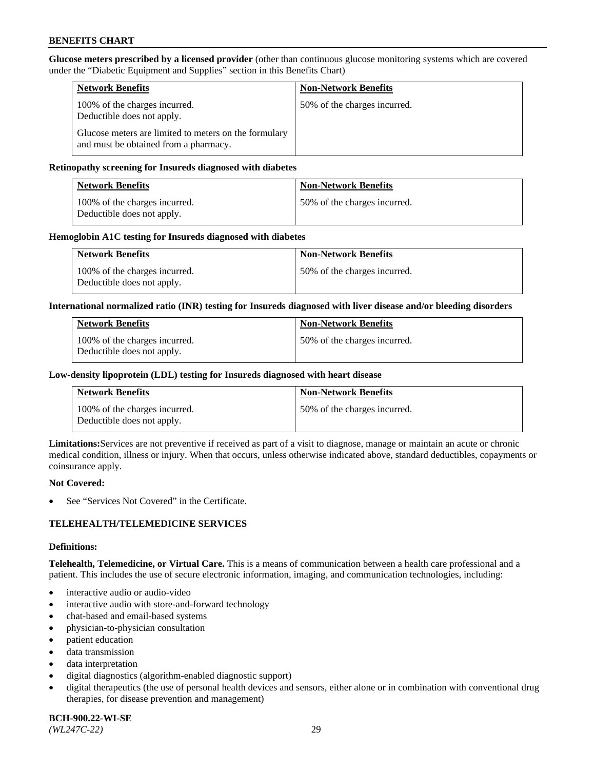**Glucose meters prescribed by a licensed provider** (other than continuous glucose monitoring systems which are covered under the "Diabetic Equipment and Supplies" section in this Benefits Chart)

| Network Benefits | Non-Network Benefits |
| --- | --- |
| 100% of the charges incurred. Deductible does not apply. Glucose meters are limited to meters on the formulary and must be obtained from a pharmacy. | 50% of the charges incurred. |

**Retinopathy screening for Insureds diagnosed with diabetes**

| Network Benefits | Non-Network Benefits |
| --- | --- |
| 100% of the charges incurred. Deductible does not apply. | 50% of the charges incurred. |

**Hemoglobin A1C testing for Insureds diagnosed with diabetes**

| Network Benefits | Non-Network Benefits |
| --- | --- |
| 100% of the charges incurred. Deductible does not apply. | 50% of the charges incurred. |

**International normalized ratio (INR) testing for Insureds diagnosed with liver disease and/or bleeding disorders**

| Network Benefits | Non-Network Benefits |
| --- | --- |
| 100% of the charges incurred. Deductible does not apply. | 50% of the charges incurred. |

**Low-density lipoprotein (LDL) testing for Insureds diagnosed with heart disease**

| Network Benefits | Non-Network Benefits |
| --- | --- |
| 100% of the charges incurred. Deductible does not apply. | 50% of the charges incurred. |

**Limitations:** Services are not preventive if received as part of a visit to diagnose, manage or maintain an acute or chronic medical condition, illness or injury. When that occurs, unless otherwise indicated above, standard deductibles, copayments or coinsurance apply.

**Not Covered:**

- See "Services Not Covered" in the Certificate.

## TELEHEALTH/TELEMEDICINE SERVICES

**Definitions:**

**Telehealth, Telemedicine, or Virtual Care.** This is a means of communication between a health care professional and a patient. This includes the use of secure electronic information, imaging, and communication technologies, including:

- interactive audio or audio-video
- interactive audio with store-and-forward technology
- chat-based and email-based systems
- physician-to-physician consultation
- patient education
- data transmission
- data interpretation
- digital diagnostics (algorithm-enabled diagnostic support)
- digital therapeutics (the use of personal health devices and sensors, either alone or in combination with conventional drug therapies, for disease prevention and management)

**BCH-900.22-WI-SE**
*(WL247C-22)*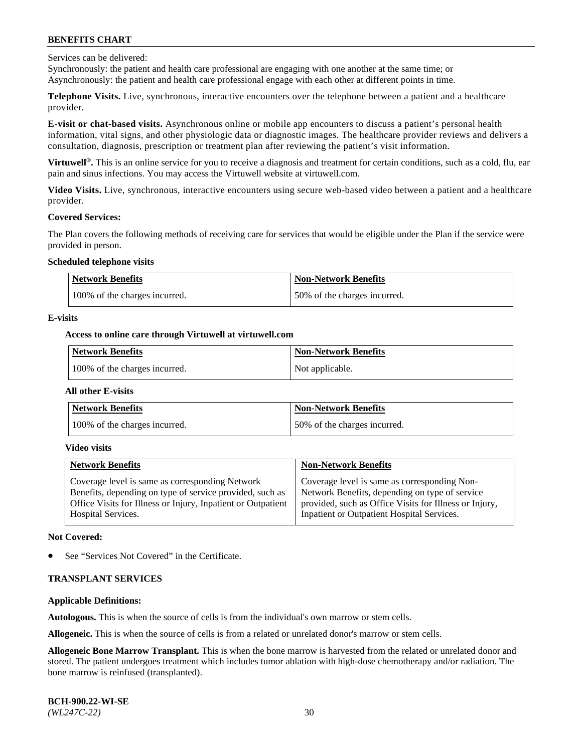Services can be delivered:
Synchronously: the patient and health care professional are engaging with one another at the same time; or
Asynchronously: the patient and health care professional engage with each other at different points in time.

**Telephone Visits.** Live, synchronous, interactive encounters over the telephone between a patient and a healthcare provider.

**E-visit or chat-based visits.** Asynchronous online or mobile app encounters to discuss a patient's personal health information, vital signs, and other physiologic data or diagnostic images. The healthcare provider reviews and delivers a consultation, diagnosis, prescription or treatment plan after reviewing the patient's visit information.

**Virtuwell®.** This is an online service for you to receive a diagnosis and treatment for certain conditions, such as a cold, flu, ear pain and sinus infections. You may access the Virtuwell website at virtuwell.com.

**Video Visits.** Live, synchronous, interactive encounters using secure web-based video between a patient and a healthcare provider.

**Covered Services:**

The Plan covers the following methods of receiving care for services that would be eligible under the Plan if the service were provided in person.

**Scheduled telephone visits**

| Network Benefits | Non-Network Benefits |
|---|---|
| 100% of the charges incurred. | 50% of the charges incurred. |

**E-visits**

**Access to online care through Virtuwell at virtuwell.com**

| Network Benefits | Non-Network Benefits |
|---|---|
| 100% of the charges incurred. | Not applicable. |

**All other E-visits**

| Network Benefits | Non-Network Benefits |
|---|---|
| 100% of the charges incurred. | 50% of the charges incurred. |

**Video visits**

| Network Benefits | Non-Network Benefits |
|---|---|
| Coverage level is same as corresponding Network Benefits, depending on type of service provided, such as Office Visits for Illness or Injury, Inpatient or Outpatient Hospital Services. | Coverage level is same as corresponding Non-Network Benefits, depending on type of service provided, such as Office Visits for Illness or Injury, Inpatient or Outpatient Hospital Services. |

**Not Covered:**

- See "Services Not Covered" in the Certificate.

**TRANSPLANT SERVICES**

**Applicable Definitions:**

**Autologous.** This is when the source of cells is from the individual's own marrow or stem cells.

**Allogeneic.** This is when the source of cells is from a related or unrelated donor's marrow or stem cells.

**Allogeneic Bone Marrow Transplant.** This is when the bone marrow is harvested from the related or unrelated donor and stored. The patient undergoes treatment which includes tumor ablation with high-dose chemotherapy and/or radiation. The bone marrow is reinfused (transplanted).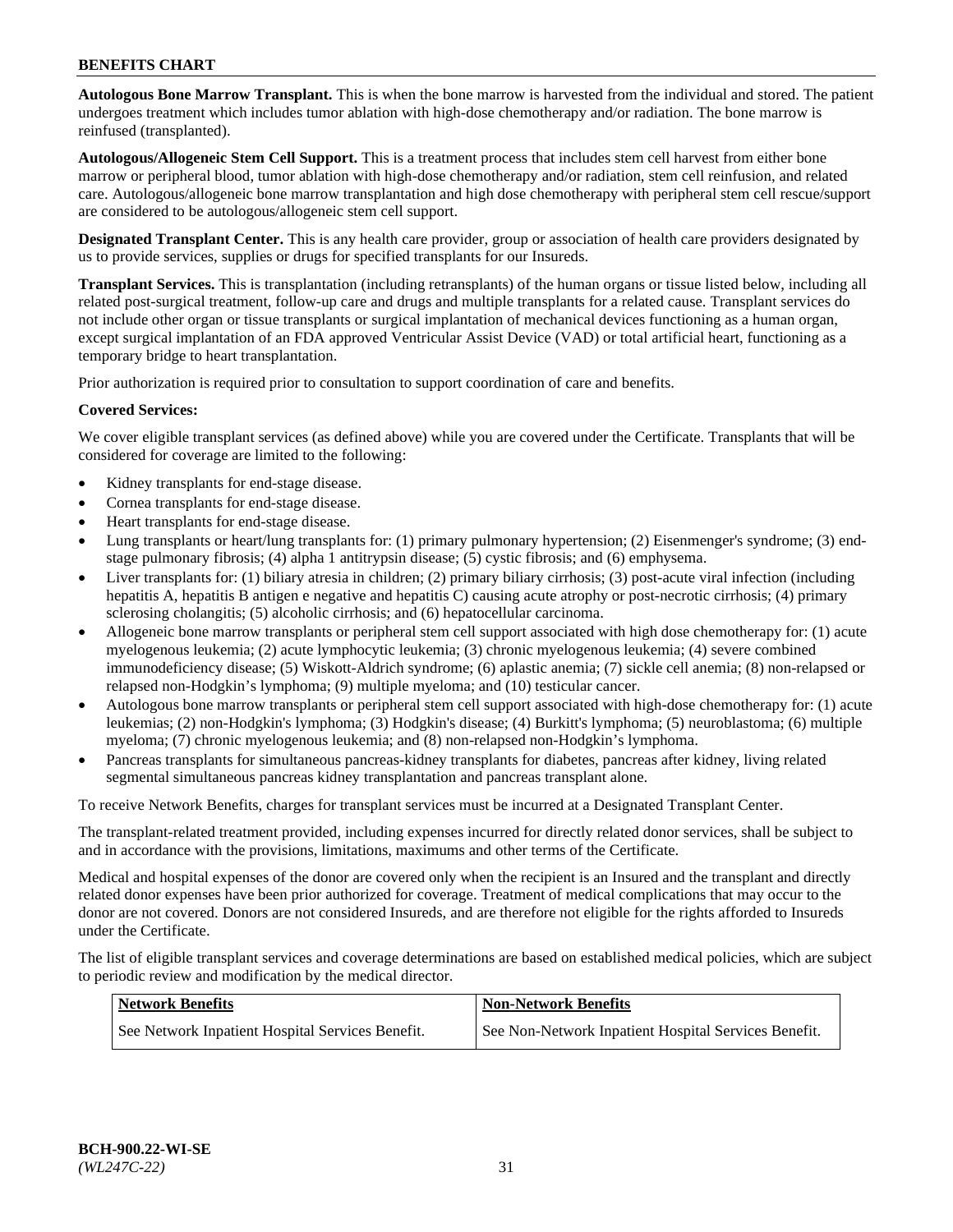**Autologous Bone Marrow Transplant.** This is when the bone marrow is harvested from the individual and stored. The patient undergoes treatment which includes tumor ablation with high-dose chemotherapy and/or radiation. The bone marrow is reinfused (transplanted).

**Autologous/Allogeneic Stem Cell Support.** This is a treatment process that includes stem cell harvest from either bone marrow or peripheral blood, tumor ablation with high-dose chemotherapy and/or radiation, stem cell reinfusion, and related care. Autologous/allogeneic bone marrow transplantation and high dose chemotherapy with peripheral stem cell rescue/support are considered to be autologous/allogeneic stem cell support.

**Designated Transplant Center.** This is any health care provider, group or association of health care providers designated by us to provide services, supplies or drugs for specified transplants for our Insureds.

**Transplant Services.** This is transplantation (including retransplants) of the human organs or tissue listed below, including all related post-surgical treatment, follow-up care and drugs and multiple transplants for a related cause. Transplant services do not include other organ or tissue transplants or surgical implantation of mechanical devices functioning as a human organ, except surgical implantation of an FDA approved Ventricular Assist Device (VAD) or total artificial heart, functioning as a temporary bridge to heart transplantation.

Prior authorization is required prior to consultation to support coordination of care and benefits.

**Covered Services:**

We cover eligible transplant services (as defined above) while you are covered under the Certificate. Transplants that will be considered for coverage are limited to the following:

- Kidney transplants for end-stage disease.
- Cornea transplants for end-stage disease.
- Heart transplants for end-stage disease.
- Lung transplants or heart/lung transplants for: (1) primary pulmonary hypertension; (2) Eisenmenger's syndrome; (3) end-stage pulmonary fibrosis; (4) alpha 1 antitrypsin disease; (5) cystic fibrosis; and (6) emphysema.
- Liver transplants for: (1) biliary atresia in children; (2) primary biliary cirrhosis; (3) post-acute viral infection (including hepatitis A, hepatitis B antigen e negative and hepatitis C) causing acute atrophy or post-necrotic cirrhosis; (4) primary sclerosing cholangitis; (5) alcoholic cirrhosis; and (6) hepatocellular carcinoma.
- Allogeneic bone marrow transplants or peripheral stem cell support associated with high dose chemotherapy for: (1) acute myelogenous leukemia; (2) acute lymphocytic leukemia; (3) chronic myelogenous leukemia; (4) severe combined immunodeficiency disease; (5) Wiskott-Aldrich syndrome; (6) aplastic anemia; (7) sickle cell anemia; (8) non-relapsed or relapsed non-Hodgkin's lymphoma; (9) multiple myeloma; and (10) testicular cancer.
- Autologous bone marrow transplants or peripheral stem cell support associated with high-dose chemotherapy for: (1) acute leukemias; (2) non-Hodgkin's lymphoma; (3) Hodgkin's disease; (4) Burkitt's lymphoma; (5) neuroblastoma; (6) multiple myeloma; (7) chronic myelogenous leukemia; and (8) non-relapsed non-Hodgkin's lymphoma.
- Pancreas transplants for simultaneous pancreas-kidney transplants for diabetes, pancreas after kidney, living related segmental simultaneous pancreas kidney transplantation and pancreas transplant alone.

To receive Network Benefits, charges for transplant services must be incurred at a Designated Transplant Center.

The transplant-related treatment provided, including expenses incurred for directly related donor services, shall be subject to and in accordance with the provisions, limitations, maximums and other terms of the Certificate.

Medical and hospital expenses of the donor are covered only when the recipient is an Insured and the transplant and directly related donor expenses have been prior authorized for coverage. Treatment of medical complications that may occur to the donor are not covered. Donors are not considered Insureds, and are therefore not eligible for the rights afforded to Insureds under the Certificate.

The list of eligible transplant services and coverage determinations are based on established medical policies, which are subject to periodic review and modification by the medical director.

| Network Benefits | Non-Network Benefits |
|---|---|
| See Network Inpatient Hospital Services Benefit. | See Non-Network Inpatient Hospital Services Benefit. |

**BCH-900.22-WI-SE**
*(WL247C-22)*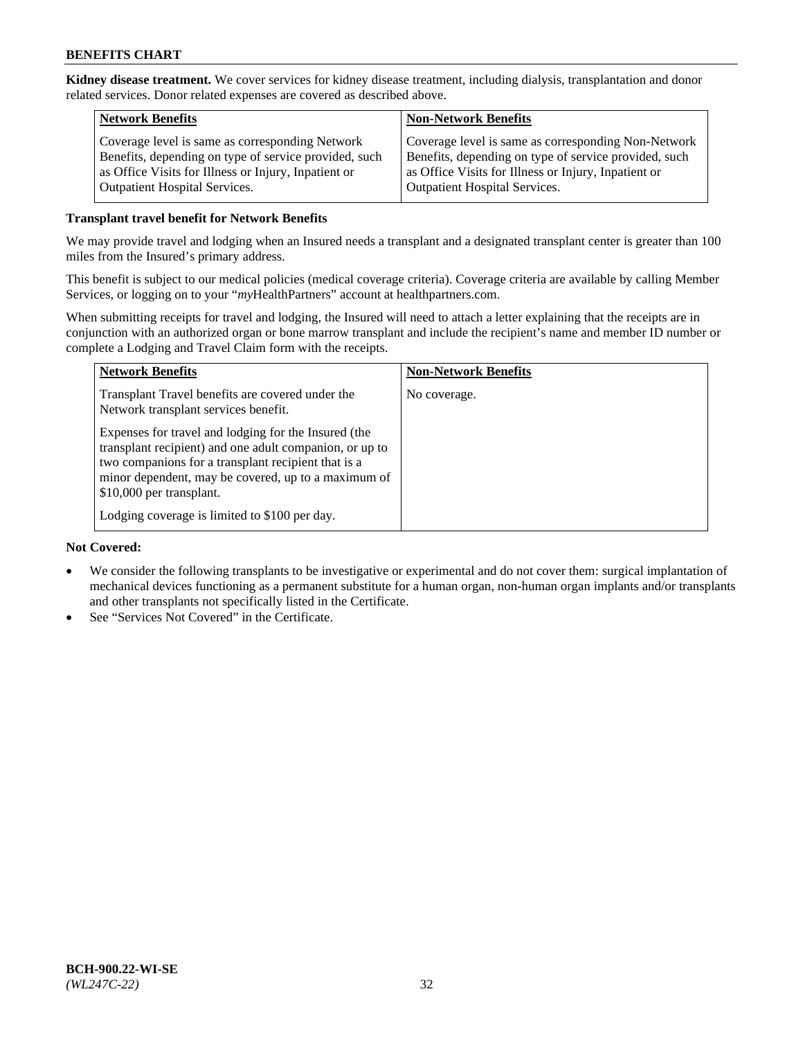**Kidney disease treatment.** We cover services for kidney disease treatment, including dialysis, transplantation and donor related services. Donor related expenses are covered as described above.

| Network Benefits | Non-Network Benefits |
|---|---|
| Coverage level is same as corresponding Network Benefits, depending on type of service provided, such as Office Visits for Illness or Injury, Inpatient or Outpatient Hospital Services. | Coverage level is same as corresponding Non-Network Benefits, depending on type of service provided, such as Office Visits for Illness or Injury, Inpatient or Outpatient Hospital Services. |

**Transplant travel benefit for Network Benefits**

We may provide travel and lodging when an Insured needs a transplant and a designated transplant center is greater than 100 miles from the Insured's primary address.

This benefit is subject to our medical policies (medical coverage criteria). Coverage criteria are available by calling Member Services, or logging on to your "*my*HealthPartners" account at healthpartners.com.

When submitting receipts for travel and lodging, the Insured will need to attach a letter explaining that the receipts are in conjunction with an authorized organ or bone marrow transplant and include the recipient's name and member ID number or complete a Lodging and Travel Claim form with the receipts.

| Network Benefits | Non-Network Benefits |
|---|---|
| Transplant Travel benefits are covered under the Network transplant services benefit.<br><br>Expenses for travel and lodging for the Insured (the transplant recipient) and one adult companion, or up to two companions for a transplant recipient that is a minor dependent, may be covered, up to a maximum of $10,000 per transplant.<br><br>Lodging coverage is limited to $100 per day. | No coverage. |

**Not Covered:**

- We consider the following transplants to be investigative or experimental and do not cover them: surgical implantation of mechanical devices functioning as a permanent substitute for a human organ, non-human organ implants and/or transplants and other transplants not specifically listed in the Certificate.
- See "Services Not Covered" in the Certificate.